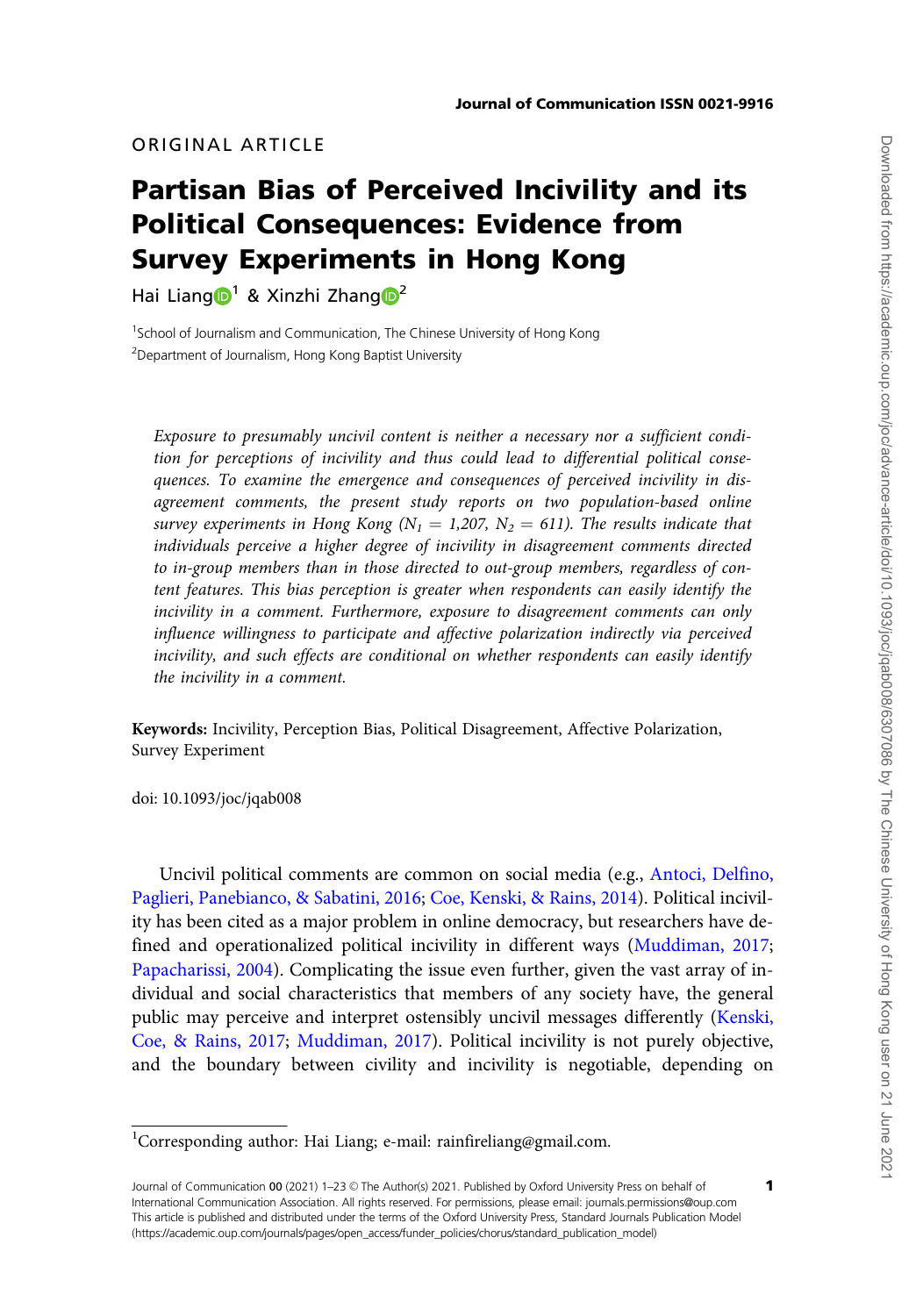ORIGINAL ARTICLE

# Partisan Bias of Perceived Incivility and its Political Consequences: Evidence from Survey Experiments in Hong Kong

Hai Liang[1] & Xinzhi Zhang[2]

[1]School of Journalism and Communication, The Chinese University of Hong Kong
[2]Department of Journalism, Hong Kong Baptist University

*Exposure to presumably uncivil content is neither a necessary nor a sufficient condition for perceptions of incivility and thus could lead to differential political consequences. To examine the emergence and consequences of perceived incivility in disagreement comments, the present study reports on two population-based online survey experiments in Hong Kong ($N_1 = 1{,}207$, $N_2 = 611$). The results indicate that individuals perceive a higher degree of incivility in disagreement comments directed to in-group members than in those directed to out-group members, regardless of content features. This bias perception is greater when respondents can easily identify the incivility in a comment. Furthermore, exposure to disagreement comments can only influence willingness to participate and affective polarization indirectly via perceived incivility, and such effects are conditional on whether respondents can easily identify the incivility in a comment.*

**Keywords:** Incivility, Perception Bias, Political Disagreement, Affective Polarization, Survey Experiment

doi: 10.1093/joc/jqab008

Uncivil political comments are common on social media (e.g., Antoci, Delfino, Paglieri, Panebianco, & Sabatini, 2016; Coe, Kenski, & Rains, 2014). Political incivility has been cited as a major problem in online democracy, but researchers have defined and operationalized political incivility in different ways (Muddiman, 2017; Papacharissi, 2004). Complicating the issue even further, given the vast array of individual and social characteristics that members of any society have, the general public may perceive and interpret ostensibly uncivil messages differently (Kenski, Coe, & Rains, 2017; Muddiman, 2017). Political incivility is not purely objective, and the boundary between civility and incivility is negotiable, depending on

[1]Corresponding author: Hai Liang; e-mail: rainfireliang@gmail.com.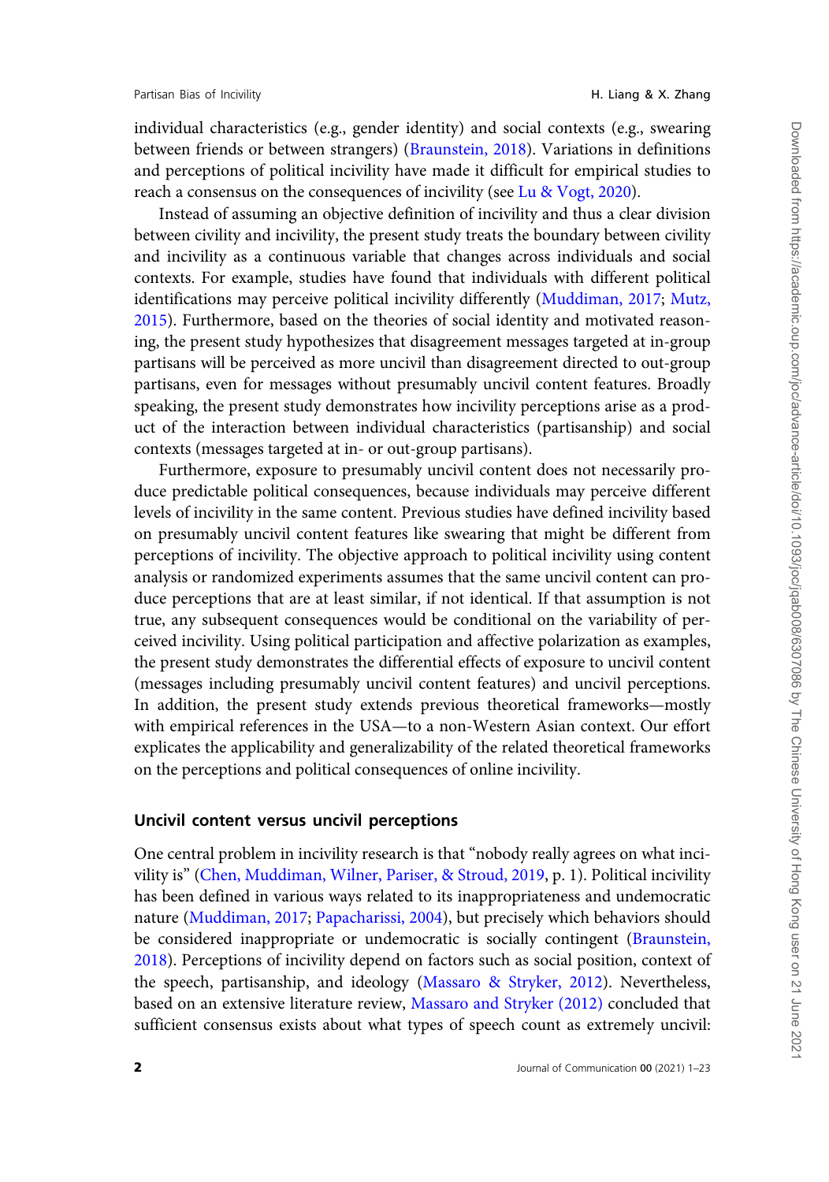individual characteristics (e.g., gender identity) and social contexts (e.g., swearing between friends or between strangers) (Braunstein, 2018). Variations in definitions and perceptions of political incivility have made it difficult for empirical studies to reach a consensus on the consequences of incivility (see Lu & Vogt, 2020).

Instead of assuming an objective definition of incivility and thus a clear division between civility and incivility, the present study treats the boundary between civility and incivility as a continuous variable that changes across individuals and social contexts. For example, studies have found that individuals with different political identifications may perceive political incivility differently (Muddiman, 2017; Mutz, 2015). Furthermore, based on the theories of social identity and motivated reasoning, the present study hypothesizes that disagreement messages targeted at in-group partisans will be perceived as more uncivil than disagreement directed to out-group partisans, even for messages without presumably uncivil content features. Broadly speaking, the present study demonstrates how incivility perceptions arise as a product of the interaction between individual characteristics (partisanship) and social contexts (messages targeted at in- or out-group partisans).

Furthermore, exposure to presumably uncivil content does not necessarily produce predictable political consequences, because individuals may perceive different levels of incivility in the same content. Previous studies have defined incivility based on presumably uncivil content features like swearing that might be different from perceptions of incivility. The objective approach to political incivility using content analysis or randomized experiments assumes that the same uncivil content can produce perceptions that are at least similar, if not identical. If that assumption is not true, any subsequent consequences would be conditional on the variability of perceived incivility. Using political participation and affective polarization as examples, the present study demonstrates the differential effects of exposure to uncivil content (messages including presumably uncivil content features) and uncivil perceptions. In addition, the present study extends previous theoretical frameworks—mostly with empirical references in the USA—to a non-Western Asian context. Our effort explicates the applicability and generalizability of the related theoretical frameworks on the perceptions and political consequences of online incivility.

## Uncivil content versus uncivil perceptions

One central problem in incivility research is that "nobody really agrees on what incivility is" (Chen, Muddiman, Wilner, Pariser, & Stroud, 2019, p. 1). Political incivility has been defined in various ways related to its inappropriateness and undemocratic nature (Muddiman, 2017; Papacharissi, 2004), but precisely which behaviors should be considered inappropriate or undemocratic is socially contingent (Braunstein, 2018). Perceptions of incivility depend on factors such as social position, context of the speech, partisanship, and ideology (Massaro & Stryker, 2012). Nevertheless, based on an extensive literature review, Massaro and Stryker (2012) concluded that sufficient consensus exists about what types of speech count as extremely uncivil: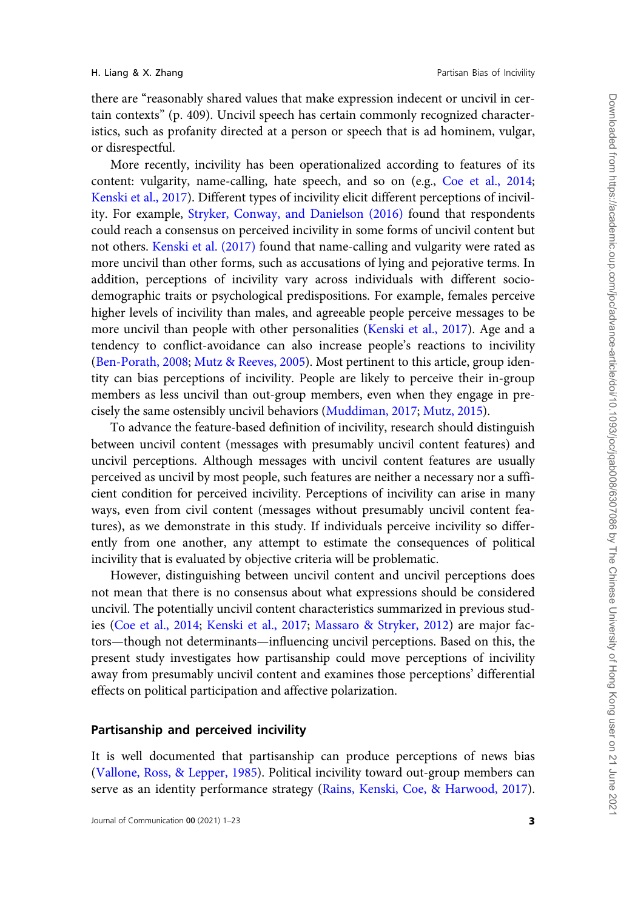there are "reasonably shared values that make expression indecent or uncivil in certain contexts" (p. 409). Uncivil speech has certain commonly recognized characteristics, such as profanity directed at a person or speech that is ad hominem, vulgar, or disrespectful.

More recently, incivility has been operationalized according to features of its content: vulgarity, name-calling, hate speech, and so on (e.g., Coe et al., 2014; Kenski et al., 2017). Different types of incivility elicit different perceptions of incivility. For example, Stryker, Conway, and Danielson (2016) found that respondents could reach a consensus on perceived incivility in some forms of uncivil content but not others. Kenski et al. (2017) found that name-calling and vulgarity were rated as more uncivil than other forms, such as accusations of lying and pejorative terms. In addition, perceptions of incivility vary across individuals with different socio-demographic traits or psychological predispositions. For example, females perceive higher levels of incivility than males, and agreeable people perceive messages to be more uncivil than people with other personalities (Kenski et al., 2017). Age and a tendency to conflict-avoidance can also increase people's reactions to incivility (Ben-Porath, 2008; Mutz & Reeves, 2005). Most pertinent to this article, group identity can bias perceptions of incivility. People are likely to perceive their in-group members as less uncivil than out-group members, even when they engage in precisely the same ostensibly uncivil behaviors (Muddiman, 2017; Mutz, 2015).

To advance the feature-based definition of incivility, research should distinguish between uncivil content (messages with presumably uncivil content features) and uncivil perceptions. Although messages with uncivil content features are usually perceived as uncivil by most people, such features are neither a necessary nor a sufficient condition for perceived incivility. Perceptions of incivility can arise in many ways, even from civil content (messages without presumably uncivil content features), as we demonstrate in this study. If individuals perceive incivility so differently from one another, any attempt to estimate the consequences of political incivility that is evaluated by objective criteria will be problematic.

However, distinguishing between uncivil content and uncivil perceptions does not mean that there is no consensus about what expressions should be considered uncivil. The potentially uncivil content characteristics summarized in previous studies (Coe et al., 2014; Kenski et al., 2017; Massaro & Stryker, 2012) are major factors—though not determinants—influencing uncivil perceptions. Based on this, the present study investigates how partisanship could move perceptions of incivility away from presumably uncivil content and examines those perceptions' differential effects on political participation and affective polarization.

## Partisanship and perceived incivility

It is well documented that partisanship can produce perceptions of news bias (Vallone, Ross, & Lepper, 1985). Political incivility toward out-group members can serve as an identity performance strategy (Rains, Kenski, Coe, & Harwood, 2017).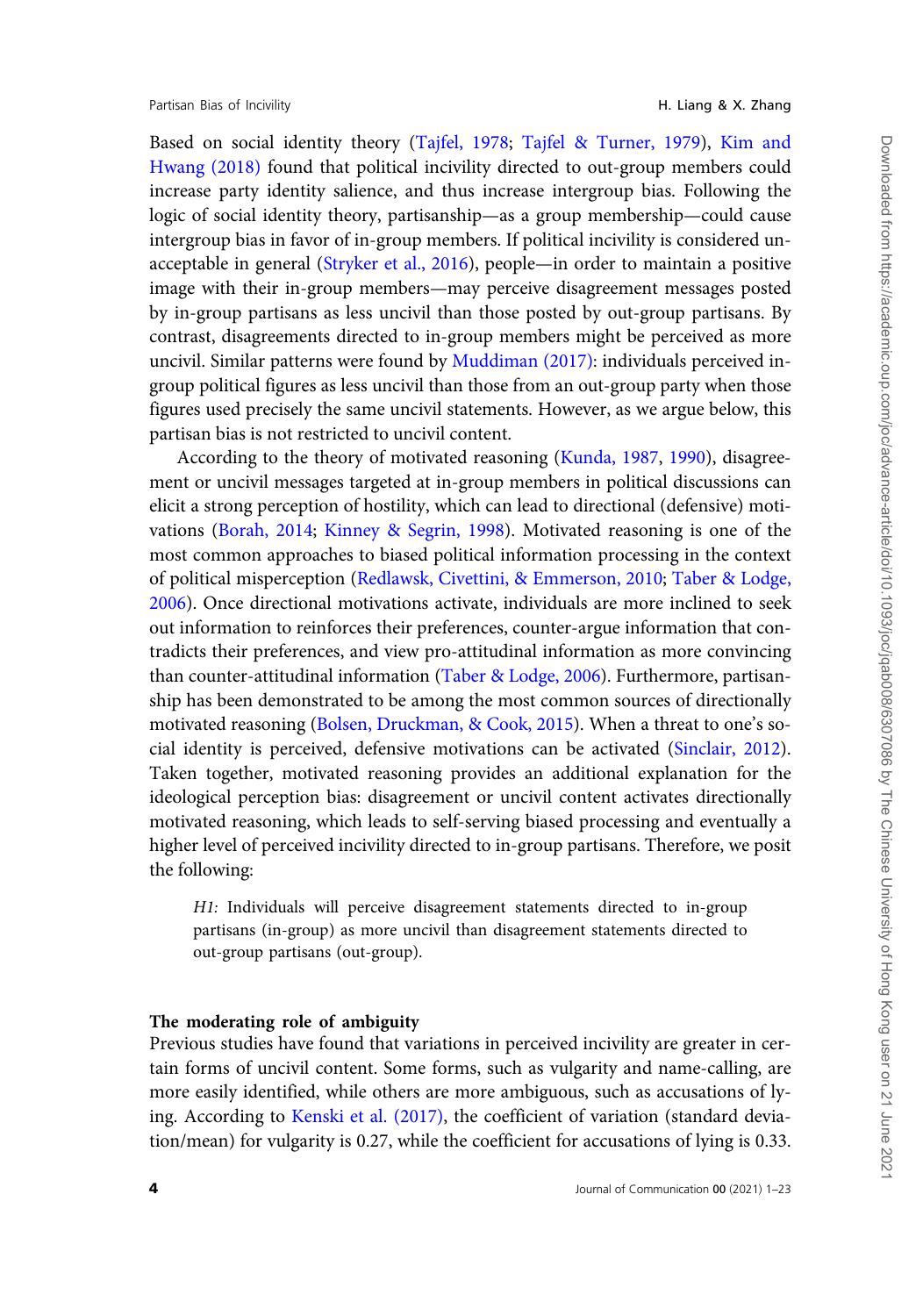Based on social identity theory (Tajfel, 1978; Tajfel & Turner, 1979), Kim and Hwang (2018) found that political incivility directed to out-group members could increase party identity salience, and thus increase intergroup bias. Following the logic of social identity theory, partisanship—as a group membership—could cause intergroup bias in favor of in-group members. If political incivility is considered unacceptable in general (Stryker et al., 2016), people—in order to maintain a positive image with their in-group members—may perceive disagreement messages posted by in-group partisans as less uncivil than those posted by out-group partisans. By contrast, disagreements directed to in-group members might be perceived as more uncivil. Similar patterns were found by Muddiman (2017): individuals perceived in-group political figures as less uncivil than those from an out-group party when those figures used precisely the same uncivil statements. However, as we argue below, this partisan bias is not restricted to uncivil content.

According to the theory of motivated reasoning (Kunda, 1987, 1990), disagreement or uncivil messages targeted at in-group members in political discussions can elicit a strong perception of hostility, which can lead to directional (defensive) motivations (Borah, 2014; Kinney & Segrin, 1998). Motivated reasoning is one of the most common approaches to biased political information processing in the context of political misperception (Redlawsk, Civettini, & Emmerson, 2010; Taber & Lodge, 2006). Once directional motivations activate, individuals are more inclined to seek out information to reinforces their preferences, counter-argue information that contradicts their preferences, and view pro-attitudinal information as more convincing than counter-attitudinal information (Taber & Lodge, 2006). Furthermore, partisanship has been demonstrated to be among the most common sources of directionally motivated reasoning (Bolsen, Druckman, & Cook, 2015). When a threat to one's social identity is perceived, defensive motivations can be activated (Sinclair, 2012). Taken together, motivated reasoning provides an additional explanation for the ideological perception bias: disagreement or uncivil content activates directionally motivated reasoning, which leads to self-serving biased processing and eventually a higher level of perceived incivility directed to in-group partisans. Therefore, we posit the following:

> *H1:* Individuals will perceive disagreement statements directed to in-group partisans (in-group) as more uncivil than disagreement statements directed to out-group partisans (out-group).

### The moderating role of ambiguity

Previous studies have found that variations in perceived incivility are greater in certain forms of uncivil content. Some forms, such as vulgarity and name-calling, are more easily identified, while others are more ambiguous, such as accusations of lying. According to Kenski et al. (2017), the coefficient of variation (standard deviation/mean) for vulgarity is 0.27, while the coefficient for accusations of lying is 0.33.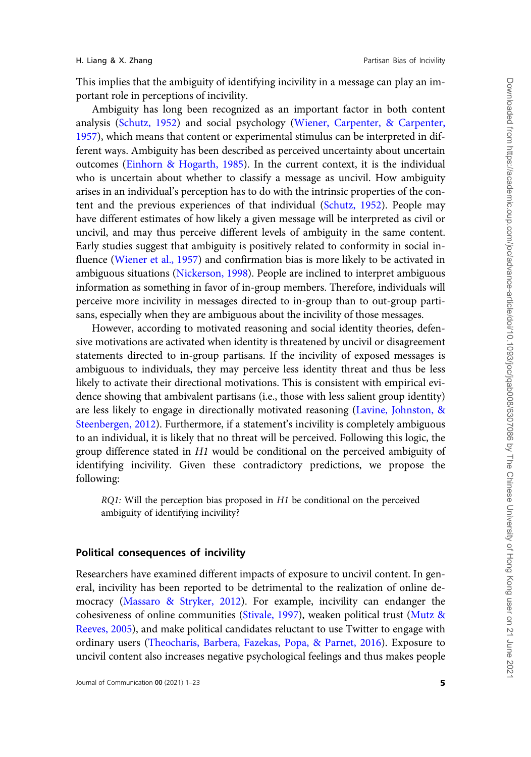This implies that the ambiguity of identifying incivility in a message can play an important role in perceptions of incivility.

Ambiguity has long been recognized as an important factor in both content analysis (Schutz, 1952) and social psychology (Wiener, Carpenter, & Carpenter, 1957), which means that content or experimental stimulus can be interpreted in different ways. Ambiguity has been described as perceived uncertainty about uncertain outcomes (Einhorn & Hogarth, 1985). In the current context, it is the individual who is uncertain about whether to classify a message as uncivil. How ambiguity arises in an individual's perception has to do with the intrinsic properties of the content and the previous experiences of that individual (Schutz, 1952). People may have different estimates of how likely a given message will be interpreted as civil or uncivil, and may thus perceive different levels of ambiguity in the same content. Early studies suggest that ambiguity is positively related to conformity in social influence (Wiener et al., 1957) and confirmation bias is more likely to be activated in ambiguous situations (Nickerson, 1998). People are inclined to interpret ambiguous information as something in favor of in-group members. Therefore, individuals will perceive more incivility in messages directed to in-group than to out-group partisans, especially when they are ambiguous about the incivility of those messages.

However, according to motivated reasoning and social identity theories, defensive motivations are activated when identity is threatened by uncivil or disagreement statements directed to in-group partisans. If the incivility of exposed messages is ambiguous to individuals, they may perceive less identity threat and thus be less likely to activate their directional motivations. This is consistent with empirical evidence showing that ambivalent partisans (i.e., those with less salient group identity) are less likely to engage in directionally motivated reasoning (Lavine, Johnston, & Steenbergen, 2012). Furthermore, if a statement's incivility is completely ambiguous to an individual, it is likely that no threat will be perceived. Following this logic, the group difference stated in *H1* would be conditional on the perceived ambiguity of identifying incivility. Given these contradictory predictions, we propose the following:

> *RQ1:* Will the perception bias proposed in *H1* be conditional on the perceived ambiguity of identifying incivility?

## Political consequences of incivility

Researchers have examined different impacts of exposure to uncivil content. In general, incivility has been reported to be detrimental to the realization of online democracy (Massaro & Stryker, 2012). For example, incivility can endanger the cohesiveness of online communities (Stivale, 1997), weaken political trust (Mutz & Reeves, 2005), and make political candidates reluctant to use Twitter to engage with ordinary users (Theocharis, Barbera, Fazekas, Popa, & Parnet, 2016). Exposure to uncivil content also increases negative psychological feelings and thus makes people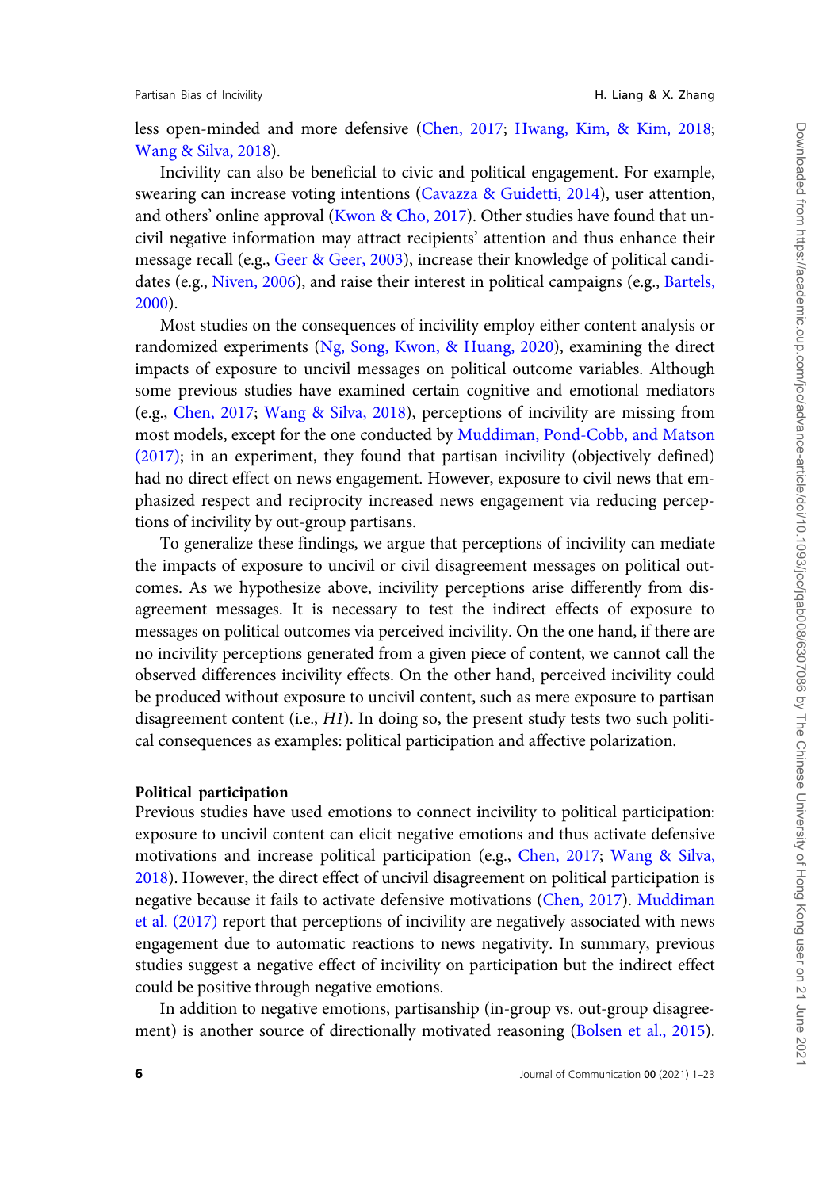less open-minded and more defensive (Chen, 2017; Hwang, Kim, & Kim, 2018; Wang & Silva, 2018).

Incivility can also be beneficial to civic and political engagement. For example, swearing can increase voting intentions (Cavazza & Guidetti, 2014), user attention, and others' online approval (Kwon & Cho, 2017). Other studies have found that uncivil negative information may attract recipients' attention and thus enhance their message recall (e.g., Geer & Geer, 2003), increase their knowledge of political candidates (e.g., Niven, 2006), and raise their interest in political campaigns (e.g., Bartels, 2000).

Most studies on the consequences of incivility employ either content analysis or randomized experiments (Ng, Song, Kwon, & Huang, 2020), examining the direct impacts of exposure to uncivil messages on political outcome variables. Although some previous studies have examined certain cognitive and emotional mediators (e.g., Chen, 2017; Wang & Silva, 2018), perceptions of incivility are missing from most models, except for the one conducted by Muddiman, Pond-Cobb, and Matson (2017); in an experiment, they found that partisan incivility (objectively defined) had no direct effect on news engagement. However, exposure to civil news that emphasized respect and reciprocity increased news engagement via reducing perceptions of incivility by out-group partisans.

To generalize these findings, we argue that perceptions of incivility can mediate the impacts of exposure to uncivil or civil disagreement messages on political outcomes. As we hypothesize above, incivility perceptions arise differently from disagreement messages. It is necessary to test the indirect effects of exposure to messages on political outcomes via perceived incivility. On the one hand, if there are no incivility perceptions generated from a given piece of content, we cannot call the observed differences incivility effects. On the other hand, perceived incivility could be produced without exposure to uncivil content, such as mere exposure to partisan disagreement content (i.e., *H1*). In doing so, the present study tests two such political consequences as examples: political participation and affective polarization.

### Political participation

Previous studies have used emotions to connect incivility to political participation: exposure to uncivil content can elicit negative emotions and thus activate defensive motivations and increase political participation (e.g., Chen, 2017; Wang & Silva, 2018). However, the direct effect of uncivil disagreement on political participation is negative because it fails to activate defensive motivations (Chen, 2017). Muddiman et al. (2017) report that perceptions of incivility are negatively associated with news engagement due to automatic reactions to news negativity. In summary, previous studies suggest a negative effect of incivility on participation but the indirect effect could be positive through negative emotions.

In addition to negative emotions, partisanship (in-group vs. out-group disagreement) is another source of directionally motivated reasoning (Bolsen et al., 2015).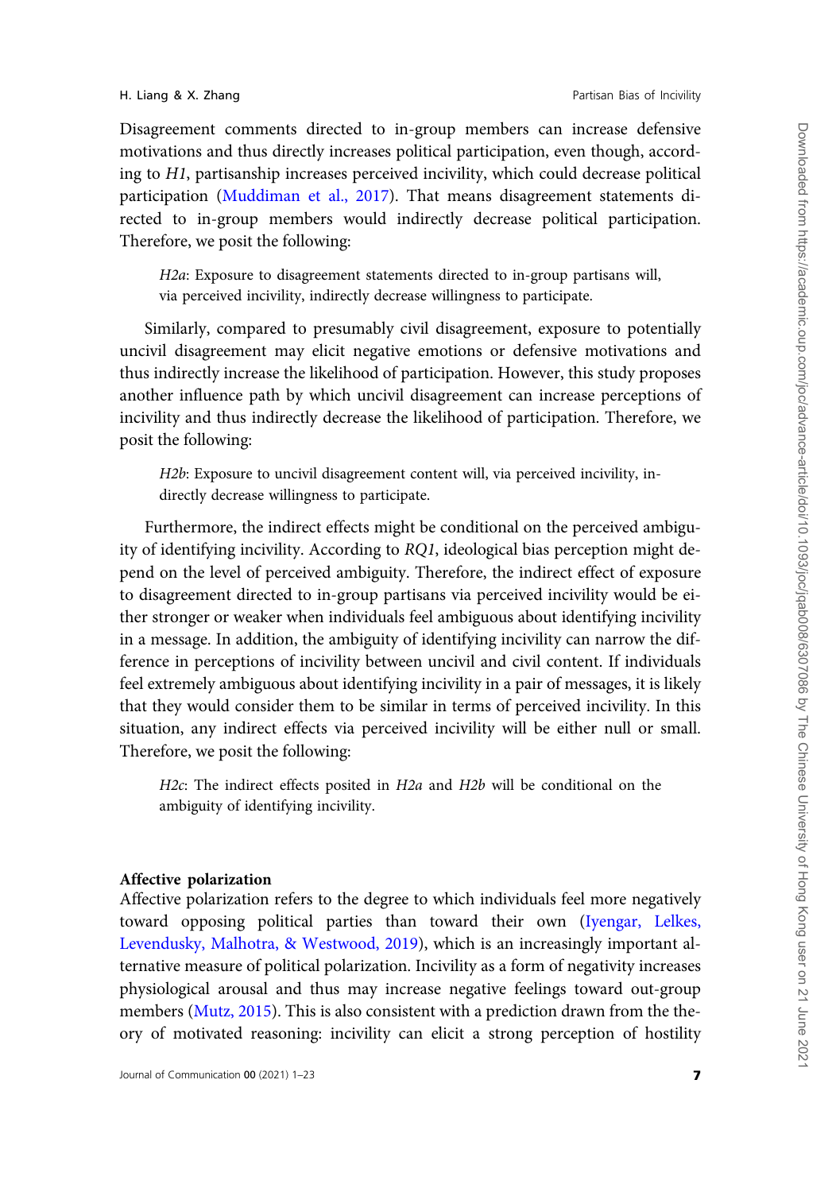Disagreement comments directed to in-group members can increase defensive motivations and thus directly increases political participation, even though, according to *H1*, partisanship increases perceived incivility, which could decrease political participation (Muddiman et al., 2017). That means disagreement statements directed to in-group members would indirectly decrease political participation. Therefore, we posit the following:

> *H2a*: Exposure to disagreement statements directed to in-group partisans will, via perceived incivility, indirectly decrease willingness to participate.

Similarly, compared to presumably civil disagreement, exposure to potentially uncivil disagreement may elicit negative emotions or defensive motivations and thus indirectly increase the likelihood of participation. However, this study proposes another influence path by which uncivil disagreement can increase perceptions of incivility and thus indirectly decrease the likelihood of participation. Therefore, we posit the following:

> *H2b*: Exposure to uncivil disagreement content will, via perceived incivility, indirectly decrease willingness to participate.

Furthermore, the indirect effects might be conditional on the perceived ambiguity of identifying incivility. According to *RQ1*, ideological bias perception might depend on the level of perceived ambiguity. Therefore, the indirect effect of exposure to disagreement directed to in-group partisans via perceived incivility would be either stronger or weaker when individuals feel ambiguous about identifying incivility in a message. In addition, the ambiguity of identifying incivility can narrow the difference in perceptions of incivility between uncivil and civil content. If individuals feel extremely ambiguous about identifying incivility in a pair of messages, it is likely that they would consider them to be similar in terms of perceived incivility. In this situation, any indirect effects via perceived incivility will be either null or small. Therefore, we posit the following:

> *H2c*: The indirect effects posited in *H2a* and *H2b* will be conditional on the ambiguity of identifying incivility.

**Affective polarization**

Affective polarization refers to the degree to which individuals feel more negatively toward opposing political parties than toward their own (Iyengar, Lelkes, Levendusky, Malhotra, & Westwood, 2019), which is an increasingly important alternative measure of political polarization. Incivility as a form of negativity increases physiological arousal and thus may increase negative feelings toward out-group members (Mutz, 2015). This is also consistent with a prediction drawn from the theory of motivated reasoning: incivility can elicit a strong perception of hostility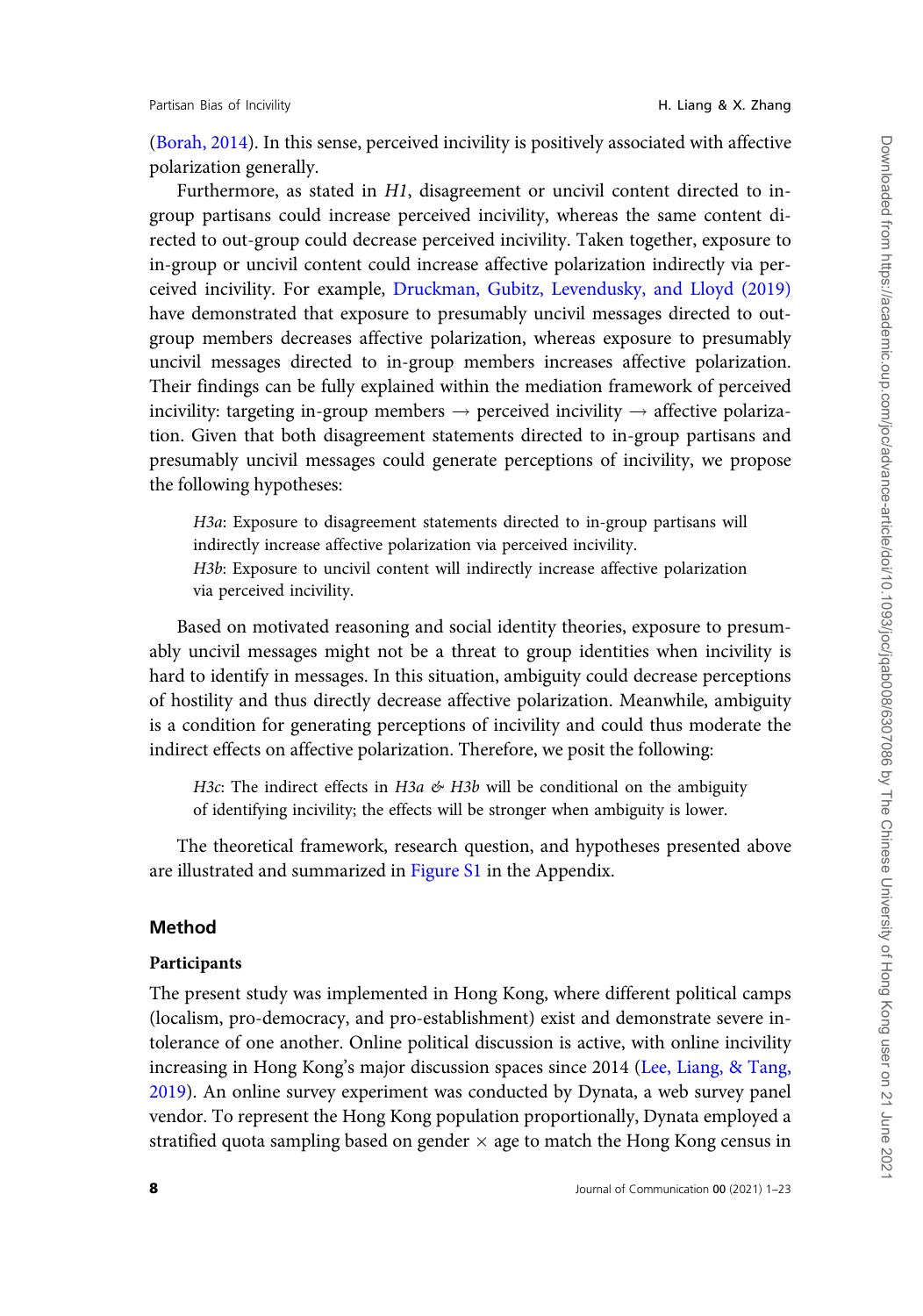(Borah, 2014). In this sense, perceived incivility is positively associated with affective polarization generally.

Furthermore, as stated in *H1*, disagreement or uncivil content directed to in-group partisans could increase perceived incivility, whereas the same content directed to out-group could decrease perceived incivility. Taken together, exposure to in-group or uncivil content could increase affective polarization indirectly via perceived incivility. For example, Druckman, Gubitz, Levendusky, and Lloyd (2019) have demonstrated that exposure to presumably uncivil messages directed to out-group members decreases affective polarization, whereas exposure to presumably uncivil messages directed to in-group members increases affective polarization. Their findings can be fully explained within the mediation framework of perceived incivility: targeting in-group members → perceived incivility → affective polarization. Given that both disagreement statements directed to in-group partisans and presumably uncivil messages could generate perceptions of incivility, we propose the following hypotheses:

> *H3a*: Exposure to disagreement statements directed to in-group partisans will indirectly increase affective polarization via perceived incivility.
> *H3b*: Exposure to uncivil content will indirectly increase affective polarization via perceived incivility.

Based on motivated reasoning and social identity theories, exposure to presumably uncivil messages might not be a threat to group identities when incivility is hard to identify in messages. In this situation, ambiguity could decrease perceptions of hostility and thus directly decrease affective polarization. Meanwhile, ambiguity is a condition for generating perceptions of incivility and could thus moderate the indirect effects on affective polarization. Therefore, we posit the following:

> *H3c*: The indirect effects in *H3a & H3b* will be conditional on the ambiguity of identifying incivility; the effects will be stronger when ambiguity is lower.

The theoretical framework, research question, and hypotheses presented above are illustrated and summarized in Figure S1 in the Appendix.

## Method

### Participants

The present study was implemented in Hong Kong, where different political camps (localism, pro-democracy, and pro-establishment) exist and demonstrate severe intolerance of one another. Online political discussion is active, with online incivility increasing in Hong Kong's major discussion spaces since 2014 (Lee, Liang, & Tang, 2019). An online survey experiment was conducted by Dynata, a web survey panel vendor. To represent the Hong Kong population proportionally, Dynata employed a stratified quota sampling based on gender × age to match the Hong Kong census in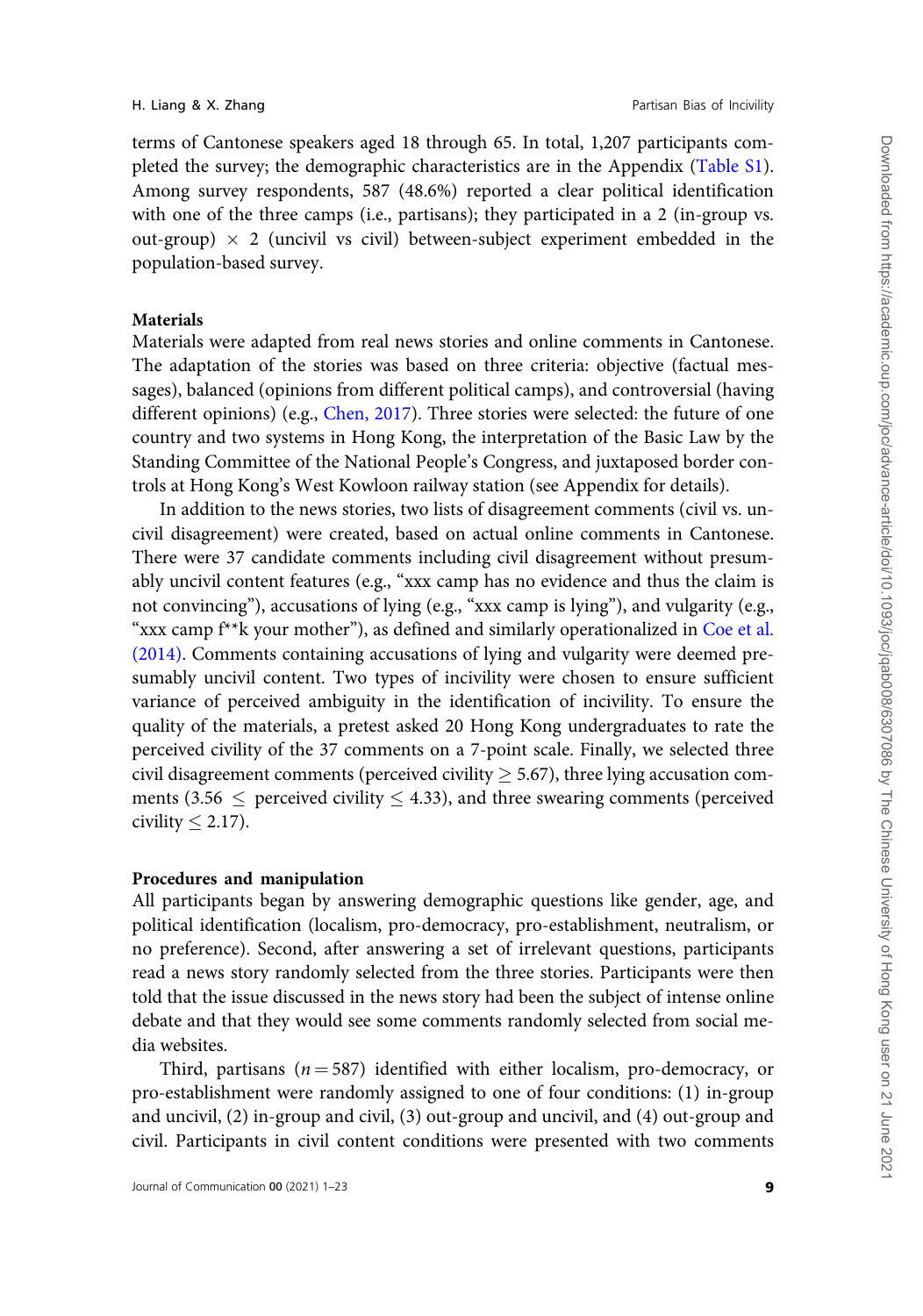terms of Cantonese speakers aged 18 through 65. In total, 1,207 participants completed the survey; the demographic characteristics are in the Appendix (Table S1). Among survey respondents, 587 (48.6%) reported a clear political identification with one of the three camps (i.e., partisans); they participated in a 2 (in-group vs. out-group) × 2 (uncivil vs civil) between-subject experiment embedded in the population-based survey.

### Materials

Materials were adapted from real news stories and online comments in Cantonese. The adaptation of the stories was based on three criteria: objective (factual messages), balanced (opinions from different political camps), and controversial (having different opinions) (e.g., Chen, 2017). Three stories were selected: the future of one country and two systems in Hong Kong, the interpretation of the Basic Law by the Standing Committee of the National People's Congress, and juxtaposed border controls at Hong Kong's West Kowloon railway station (see Appendix for details).

In addition to the news stories, two lists of disagreement comments (civil vs. uncivil disagreement) were created, based on actual online comments in Cantonese. There were 37 candidate comments including civil disagreement without presumably uncivil content features (e.g., "xxx camp has no evidence and thus the claim is not convincing"), accusations of lying (e.g., "xxx camp is lying"), and vulgarity (e.g., "xxx camp f**k your mother"), as defined and similarly operationalized in Coe et al. (2014). Comments containing accusations of lying and vulgarity were deemed presumably uncivil content. Two types of incivility were chosen to ensure sufficient variance of perceived ambiguity in the identification of incivility. To ensure the quality of the materials, a pretest asked 20 Hong Kong undergraduates to rate the perceived civility of the 37 comments on a 7-point scale. Finally, we selected three civil disagreement comments (perceived civility $\geq$ 5.67), three lying accusation comments (3.56 $\leq$ perceived civility $\leq$ 4.33), and three swearing comments (perceived civility $\leq$ 2.17).

### Procedures and manipulation

All participants began by answering demographic questions like gender, age, and political identification (localism, pro-democracy, pro-establishment, neutralism, or no preference). Second, after answering a set of irrelevant questions, participants read a news story randomly selected from the three stories. Participants were then told that the issue discussed in the news story had been the subject of intense online debate and that they would see some comments randomly selected from social media websites.

Third, partisans ($n = 587$) identified with either localism, pro-democracy, or pro-establishment were randomly assigned to one of four conditions: (1) in-group and uncivil, (2) in-group and civil, (3) out-group and uncivil, and (4) out-group and civil. Participants in civil content conditions were presented with two comments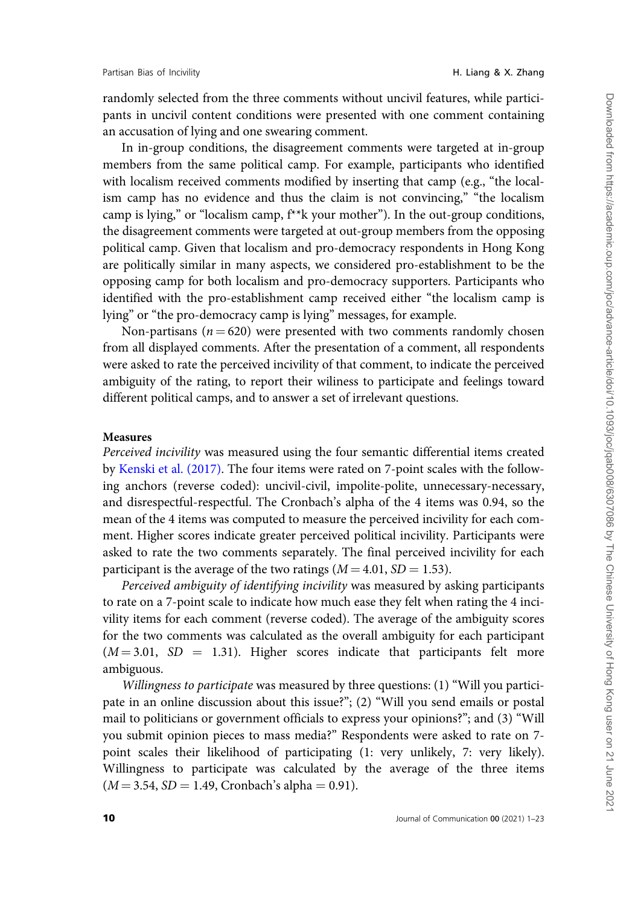randomly selected from the three comments without uncivil features, while participants in uncivil content conditions were presented with one comment containing an accusation of lying and one swearing comment.

In in-group conditions, the disagreement comments were targeted at in-group members from the same political camp. For example, participants who identified with localism received comments modified by inserting that camp (e.g., "the localism camp has no evidence and thus the claim is not convincing," "the localism camp is lying," or "localism camp, f**k your mother"). In the out-group conditions, the disagreement comments were targeted at out-group members from the opposing political camp. Given that localism and pro-democracy respondents in Hong Kong are politically similar in many aspects, we considered pro-establishment to be the opposing camp for both localism and pro-democracy supporters. Participants who identified with the pro-establishment camp received either "the localism camp is lying" or "the pro-democracy camp is lying" messages, for example.

Non-partisans ($n = 620$) were presented with two comments randomly chosen from all displayed comments. After the presentation of a comment, all respondents were asked to rate the perceived incivility of that comment, to indicate the perceived ambiguity of the rating, to report their wiliness to participate and feelings toward different political camps, and to answer a set of irrelevant questions.

**Measures**

*Perceived incivility* was measured using the four semantic differential items created by Kenski et al. (2017). The four items were rated on 7-point scales with the following anchors (reverse coded): uncivil-civil, impolite-polite, unnecessary-necessary, and disrespectful-respectful. The Cronbach's alpha of the 4 items was 0.94, so the mean of the 4 items was computed to measure the perceived incivility for each comment. Higher scores indicate greater perceived political incivility. Participants were asked to rate the two comments separately. The final perceived incivility for each participant is the average of the two ratings ($M = 4.01$, $SD = 1.53$).

*Perceived ambiguity of identifying incivility* was measured by asking participants to rate on a 7-point scale to indicate how much ease they felt when rating the 4 incivility items for each comment (reverse coded). The average of the ambiguity scores for the two comments was calculated as the overall ambiguity for each participant ($M = 3.01$, $SD = 1.31$). Higher scores indicate that participants felt more ambiguous.

*Willingness to participate* was measured by three questions: (1) "Will you participate in an online discussion about this issue?"; (2) "Will you send emails or postal mail to politicians or government officials to express your opinions?"; and (3) "Will you submit opinion pieces to mass media?" Respondents were asked to rate on 7-point scales their likelihood of participating (1: very unlikely, 7: very likely). Willingness to participate was calculated by the average of the three items ($M = 3.54$, $SD = 1.49$, Cronbach's alpha $= 0.91$).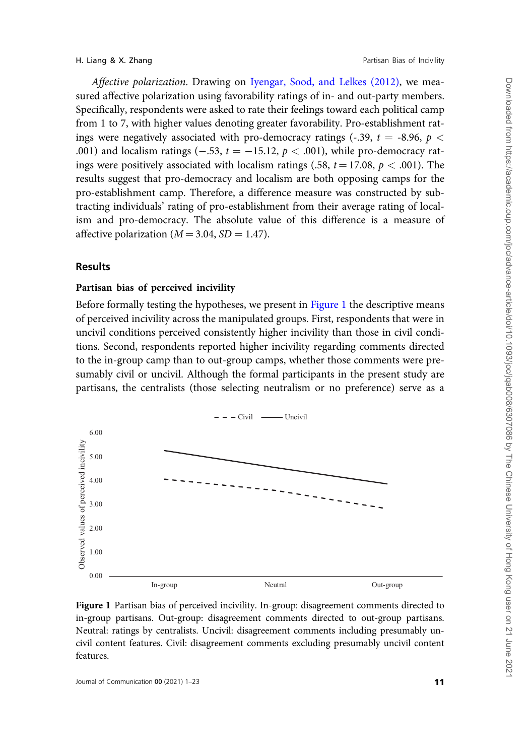*Affective polarization*. Drawing on Iyengar, Sood, and Lelkes (2012), we measured affective polarization using favorability ratings of in- and out-party members. Specifically, respondents were asked to rate their feelings toward each political camp from 1 to 7, with higher values denoting greater favorability. Pro-establishment ratings were negatively associated with pro-democracy ratings (-.39, $t$ = -8.96, $p$ < .001) and localism ratings (−.53, $t$ = −15.12, $p$ < .001), while pro-democracy ratings were positively associated with localism ratings (.58, $t$ = 17.08, $p$ < .001). The results suggest that pro-democracy and localism are both opposing camps for the pro-establishment camp. Therefore, a difference measure was constructed by subtracting individuals' rating of pro-establishment from their average rating of localism and pro-democracy. The absolute value of this difference is a measure of affective polarization ($M$ = 3.04, $SD$ = 1.47).

## Results

### Partisan bias of perceived incivility

Before formally testing the hypotheses, we present in Figure 1 the descriptive means of perceived incivility across the manipulated groups. First, respondents that were in uncivil conditions perceived consistently higher incivility than those in civil conditions. Second, respondents reported higher incivility regarding comments directed to the in-group camp than to out-group camps, whether those comments were presumably civil or uncivil. Although the formal participants in the present study are partisans, the centralists (those selecting neutralism or no preference) serve as a

**Figure 1** Partisan bias of perceived incivility. In-group: disagreement comments directed to in-group partisans. Out-group: disagreement comments directed to out-group partisans. Neutral: ratings by centralists. Uncivil: disagreement comments including presumably uncivil content features. Civil: disagreement comments excluding presumably uncivil content features.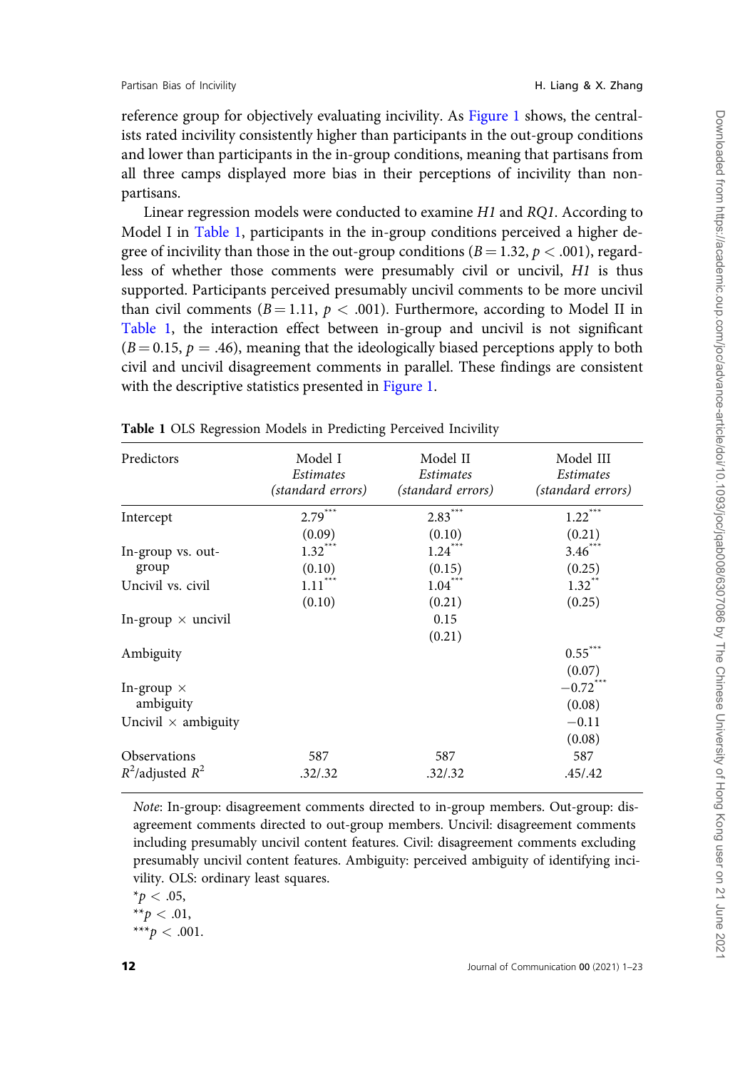reference group for objectively evaluating incivility. As Figure 1 shows, the centralists rated incivility consistently higher than participants in the out-group conditions and lower than participants in the in-group conditions, meaning that partisans from all three camps displayed more bias in their perceptions of incivility than non-partisans.

Linear regression models were conducted to examine *H1* and *RQ1*. According to Model I in Table 1, participants in the in-group conditions perceived a higher degree of incivility than those in the out-group conditions ($B = 1.32$, $p < .001$), regardless of whether those comments were presumably civil or uncivil, *H1* is thus supported. Participants perceived presumably uncivil comments to be more uncivil than civil comments ($B = 1.11$, $p < .001$). Furthermore, according to Model II in Table 1, the interaction effect between in-group and uncivil is not significant ($B = 0.15$, $p = .46$), meaning that the ideologically biased perceptions apply to both civil and uncivil disagreement comments in parallel. These findings are consistent with the descriptive statistics presented in Figure 1.

**Table 1** OLS Regression Models in Predicting Perceived Incivility

| Predictors | Model I *Estimates (standard errors)* | Model II *Estimates (standard errors)* | Model III *Estimates (standard errors)* |
|---|---|---|---|
| Intercept | 2.79*** | 2.83*** | 1.22*** |
| | (0.09) | (0.10) | (0.21) |
| In-group vs. out-group | 1.32*** | 1.24*** | 3.46*** |
| | (0.10) | (0.15) | (0.25) |
| Uncivil vs. civil | 1.11*** | 1.04*** | 1.32** |
| | (0.10) | (0.21) | (0.25) |
| In-group × uncivil | | 0.15 | |
| | | (0.21) | |
| Ambiguity | | | 0.55*** |
| | | | (0.07) |
| In-group × ambiguity | | | −0.72*** |
| | | | (0.08) |
| Uncivil × ambiguity | | | −0.11 |
| | | | (0.08) |
| Observations | 587 | 587 | 587 |
| $R^2$/adjusted $R^2$ | .32/.32 | .32/.32 | .45/.42 |

*Note*: In-group: disagreement comments directed to in-group members. Out-group: disagreement comments directed to out-group members. Uncivil: disagreement comments including presumably uncivil content features. Civil: disagreement comments excluding presumably uncivil content features. Ambiguity: perceived ambiguity of identifying incivility. OLS: ordinary least squares.

*$p < .05$,
**$p < .01$,
***$p < .001$.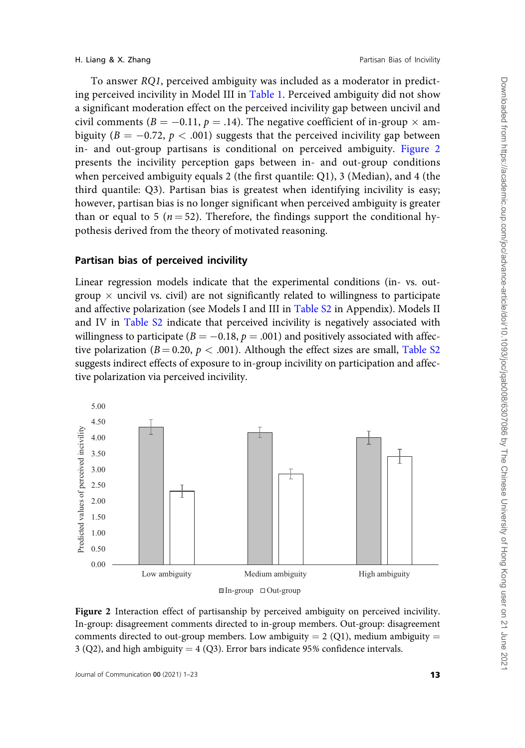To answer *RQ1*, perceived ambiguity was included as a moderator in predicting perceived incivility in Model III in Table 1. Perceived ambiguity did not show a significant moderation effect on the perceived incivility gap between uncivil and civil comments ($B = -0.11$, $p = .14$). The negative coefficient of in-group × ambiguity ($B = -0.72$, $p < .001$) suggests that the perceived incivility gap between in- and out-group partisans is conditional on perceived ambiguity. Figure 2 presents the incivility perception gaps between in- and out-group conditions when perceived ambiguity equals 2 (the first quantile: Q1), 3 (Median), and 4 (the third quantile: Q3). Partisan bias is greatest when identifying incivility is easy; however, partisan bias is no longer significant when perceived ambiguity is greater than or equal to 5 ($n = 52$). Therefore, the findings support the conditional hypothesis derived from the theory of motivated reasoning.

## Partisan bias of perceived incivility

Linear regression models indicate that the experimental conditions (in- vs. out-group × uncivil vs. civil) are not significantly related to willingness to participate and affective polarization (see Models I and III in Table S2 in Appendix). Models II and IV in Table S2 indicate that perceived incivility is negatively associated with willingness to participate ($B = -0.18$, $p = .001$) and positively associated with affective polarization ($B = 0.20$, $p < .001$). Although the effect sizes are small, Table S2 suggests indirect effects of exposure to in-group incivility on participation and affective polarization via perceived incivility.

**Figure 2** Interaction effect of partisanship by perceived ambiguity on perceived incivility. In-group: disagreement comments directed to in-group members. Out-group: disagreement comments directed to out-group members. Low ambiguity = 2 (Q1), medium ambiguity = 3 (Q2), and high ambiguity = 4 (Q3). Error bars indicate 95% confidence intervals.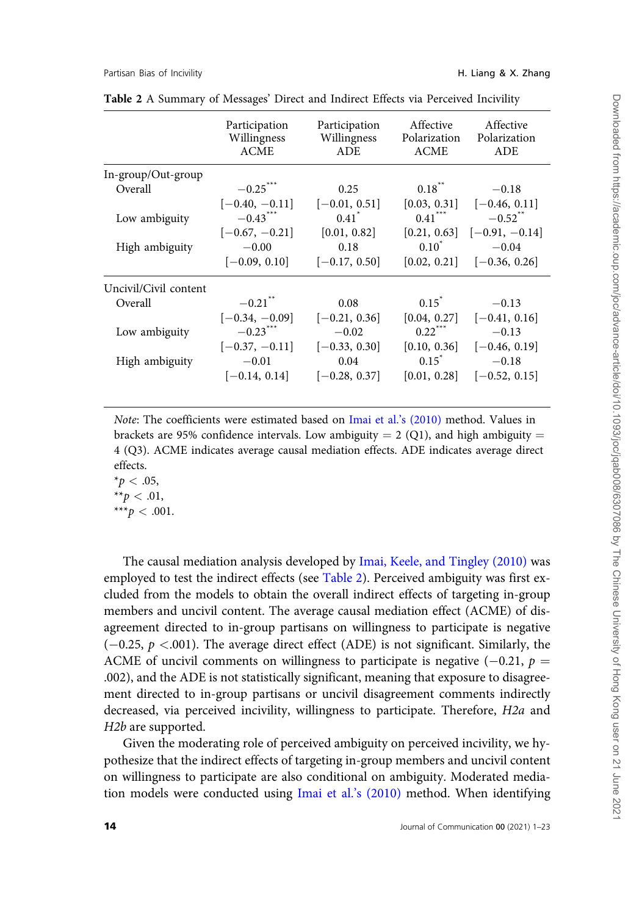**Table 2** A Summary of Messages' Direct and Indirect Effects via Perceived Incivility

| | Participation Willingness ACME | Participation Willingness ADE | Affective Polarization ACME | Affective Polarization ADE |
|---|---|---|---|---|
| In-group/Out-group | | | | |
| Overall | $-0.25^{***}$ | 0.25 | $0.18^{**}$ | $-0.18$ |
| | [−0.40, −0.11] | [−0.01, 0.51] | [0.03, 0.31] | [−0.46, 0.11] |
| Low ambiguity | $-0.43^{***}$ | $0.41^{*}$ | $0.41^{***}$ | $-0.52^{**}$ |
| | [−0.67, −0.21] | [0.01, 0.82] | [0.21, 0.63] | [−0.91, −0.14] |
| High ambiguity | $-0.00$ | 0.18 | $0.10^{*}$ | $-0.04$ |
| | [−0.09, 0.10] | [−0.17, 0.50] | [0.02, 0.21] | [−0.36, 0.26] |
| Uncivil/Civil content | | | | |
| Overall | $-0.21^{**}$ | 0.08 | $0.15^{*}$ | $-0.13$ |
| | [−0.34, −0.09] | [−0.21, 0.36] | [0.04, 0.27] | [−0.41, 0.16] |
| Low ambiguity | $-0.23^{***}$ | $-0.02$ | $0.22^{***}$ | $-0.13$ |
| | [−0.37, −0.11] | [−0.33, 0.30] | [0.10, 0.36] | [−0.46, 0.19] |
| High ambiguity | $-0.01$ | 0.04 | $0.15^{*}$ | $-0.18$ |
| | [−0.14, 0.14] | [−0.28, 0.37] | [0.01, 0.28] | [−0.52, 0.15] |

*Note*: The coefficients were estimated based on Imai et al.'s (2010) method. Values in brackets are 95% confidence intervals. Low ambiguity = 2 (Q1), and high ambiguity = 4 (Q3). ACME indicates average causal mediation effects. ADE indicates average direct effects.
$^{*}p < .05$,
$^{**}p < .01$,
$^{***}p < .001$.

The causal mediation analysis developed by Imai, Keele, and Tingley (2010) was employed to test the indirect effects (see Table 2). Perceived ambiguity was first excluded from the models to obtain the overall indirect effects of targeting in-group members and uncivil content. The average causal mediation effect (ACME) of disagreement directed to in-group partisans on willingness to participate is negative ($-0.25$, $p < .001$). The average direct effect (ADE) is not significant. Similarly, the ACME of uncivil comments on willingness to participate is negative ($-0.21$, $p = .002$), and the ADE is not statistically significant, meaning that exposure to disagreement directed to in-group partisans or uncivil disagreement comments indirectly decreased, via perceived incivility, willingness to participate. Therefore, *H2a* and *H2b* are supported.

Given the moderating role of perceived ambiguity on perceived incivility, we hypothesize that the indirect effects of targeting in-group members and uncivil content on willingness to participate are also conditional on ambiguity. Moderated mediation models were conducted using Imai et al.'s (2010) method. When identifying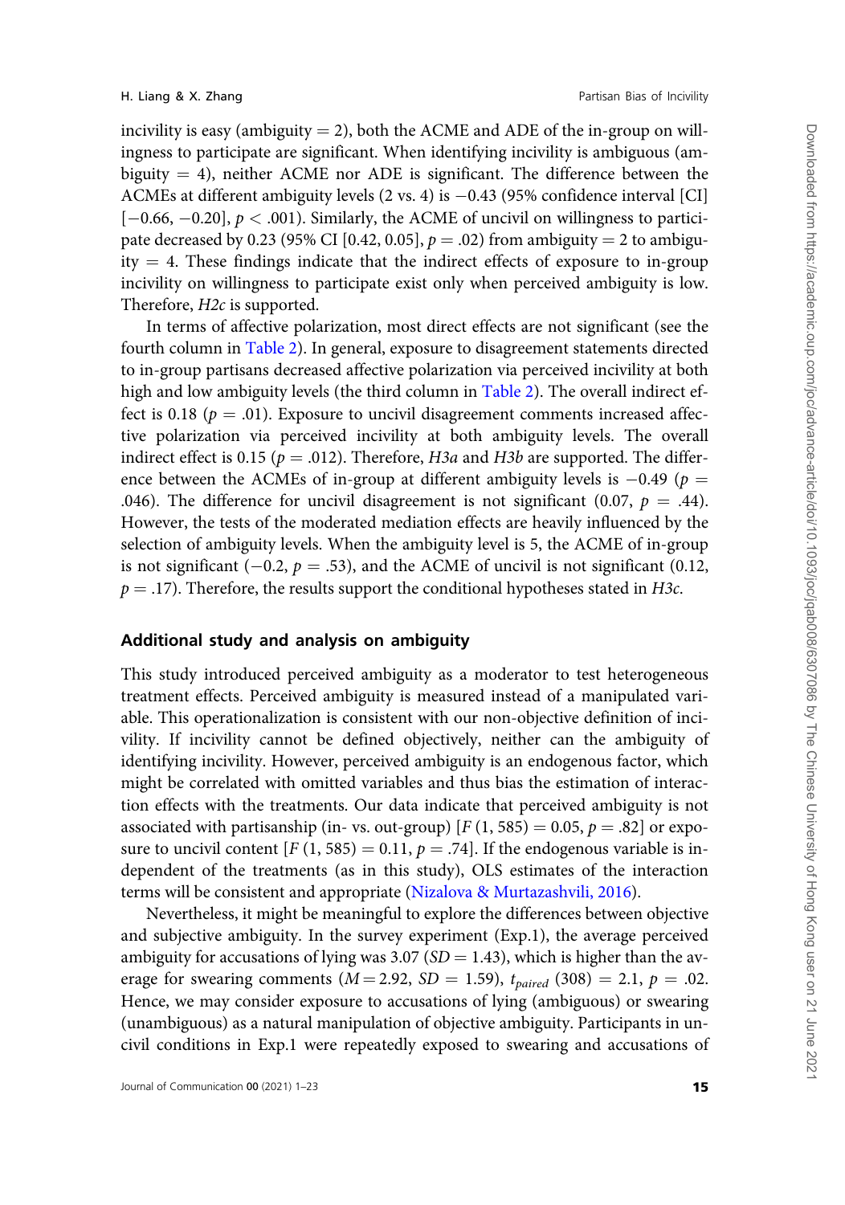incivility is easy (ambiguity = 2), both the ACME and ADE of the in-group on willingness to participate are significant. When identifying incivility is ambiguous (ambiguity = 4), neither ACME nor ADE is significant. The difference between the ACMEs at different ambiguity levels (2 vs. 4) is −0.43 (95% confidence interval [CI] [−0.66, −0.20], $p < .001$). Similarly, the ACME of uncivil on willingness to participate decreased by 0.23 (95% CI [0.42, 0.05], $p = .02$) from ambiguity = 2 to ambiguity = 4. These findings indicate that the indirect effects of exposure to in-group incivility on willingness to participate exist only when perceived ambiguity is low. Therefore, *H2c* is supported.

In terms of affective polarization, most direct effects are not significant (see the fourth column in Table 2). In general, exposure to disagreement statements directed to in-group partisans decreased affective polarization via perceived incivility at both high and low ambiguity levels (the third column in Table 2). The overall indirect effect is 0.18 ($p = .01$). Exposure to uncivil disagreement comments increased affective polarization via perceived incivility at both ambiguity levels. The overall indirect effect is 0.15 ($p = .012$). Therefore, *H3a* and *H3b* are supported. The difference between the ACMEs of in-group at different ambiguity levels is −0.49 ($p = .046$). The difference for uncivil disagreement is not significant (0.07, $p = .44$). However, the tests of the moderated mediation effects are heavily influenced by the selection of ambiguity levels. When the ambiguity level is 5, the ACME of in-group is not significant (−0.2, $p = .53$), and the ACME of uncivil is not significant (0.12, $p = .17$). Therefore, the results support the conditional hypotheses stated in *H3c*.

## Additional study and analysis on ambiguity

This study introduced perceived ambiguity as a moderator to test heterogeneous treatment effects. Perceived ambiguity is measured instead of a manipulated variable. This operationalization is consistent with our non-objective definition of incivility. If incivility cannot be defined objectively, neither can the ambiguity of identifying incivility. However, perceived ambiguity is an endogenous factor, which might be correlated with omitted variables and thus bias the estimation of interaction effects with the treatments. Our data indicate that perceived ambiguity is not associated with partisanship (in- vs. out-group) [$F\,(1, 585) = 0.05$, $p = .82$] or exposure to uncivil content [$F\,(1, 585) = 0.11$, $p = .74$]. If the endogenous variable is independent of the treatments (as in this study), OLS estimates of the interaction terms will be consistent and appropriate (Nizalova & Murtazashvili, 2016).

Nevertheless, it might be meaningful to explore the differences between objective and subjective ambiguity. In the survey experiment (Exp.1), the average perceived ambiguity for accusations of lying was 3.07 ($SD = 1.43$), which is higher than the average for swearing comments ($M = 2.92$, $SD = 1.59$), $t_{paired}\,(308) = 2.1$, $p = .02$. Hence, we may consider exposure to accusations of lying (ambiguous) or swearing (unambiguous) as a natural manipulation of objective ambiguity. Participants in uncivil conditions in Exp.1 were repeatedly exposed to swearing and accusations of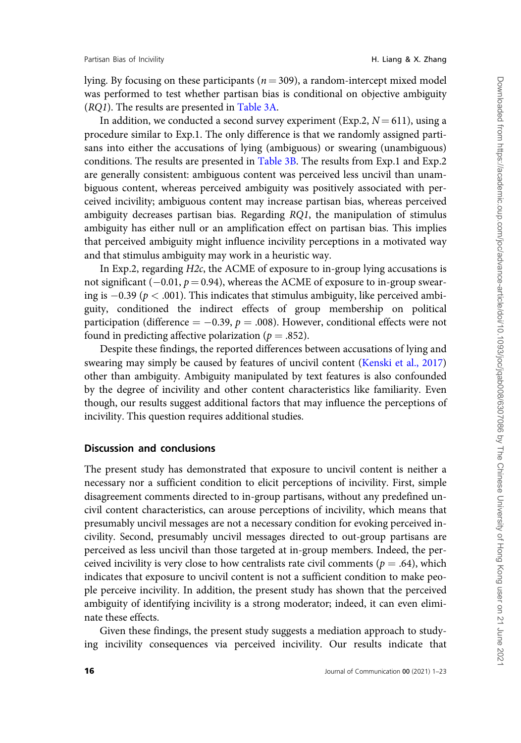lying. By focusing on these participants ($n = 309$), a random-intercept mixed model was performed to test whether partisan bias is conditional on objective ambiguity (*RQ1*). The results are presented in Table 3A.

In addition, we conducted a second survey experiment (Exp.2, $N = 611$), using a procedure similar to Exp.1. The only difference is that we randomly assigned partisans into either the accusations of lying (ambiguous) or swearing (unambiguous) conditions. The results are presented in Table 3B. The results from Exp.1 and Exp.2 are generally consistent: ambiguous content was perceived less uncivil than unambiguous content, whereas perceived ambiguity was positively associated with perceived incivility; ambiguous content may increase partisan bias, whereas perceived ambiguity decreases partisan bias. Regarding *RQ1*, the manipulation of stimulus ambiguity has either null or an amplification effect on partisan bias. This implies that perceived ambiguity might influence incivility perceptions in a motivated way and that stimulus ambiguity may work in a heuristic way.

In Exp.2, regarding *H2c*, the ACME of exposure to in-group lying accusations is not significant ($-0.01$, $p = 0.94$), whereas the ACME of exposure to in-group swearing is $-0.39$ ($p < .001$). This indicates that stimulus ambiguity, like perceived ambiguity, conditioned the indirect effects of group membership on political participation (difference $= -0.39$, $p = .008$). However, conditional effects were not found in predicting affective polarization ($p = .852$).

Despite these findings, the reported differences between accusations of lying and swearing may simply be caused by features of uncivil content (Kenski et al., 2017) other than ambiguity. Ambiguity manipulated by text features is also confounded by the degree of incivility and other content characteristics like familiarity. Even though, our results suggest additional factors that may influence the perceptions of incivility. This question requires additional studies.

## Discussion and conclusions

The present study has demonstrated that exposure to uncivil content is neither a necessary nor a sufficient condition to elicit perceptions of incivility. First, simple disagreement comments directed to in-group partisans, without any predefined uncivil content characteristics, can arouse perceptions of incivility, which means that presumably uncivil messages are not a necessary condition for evoking perceived incivility. Second, presumably uncivil messages directed to out-group partisans are perceived as less uncivil than those targeted at in-group members. Indeed, the perceived incivility is very close to how centralists rate civil comments ($p = .64$), which indicates that exposure to uncivil content is not a sufficient condition to make people perceive incivility. In addition, the present study has shown that the perceived ambiguity of identifying incivility is a strong moderator; indeed, it can even eliminate these effects.

Given these findings, the present study suggests a mediation approach to studying incivility consequences via perceived incivility. Our results indicate that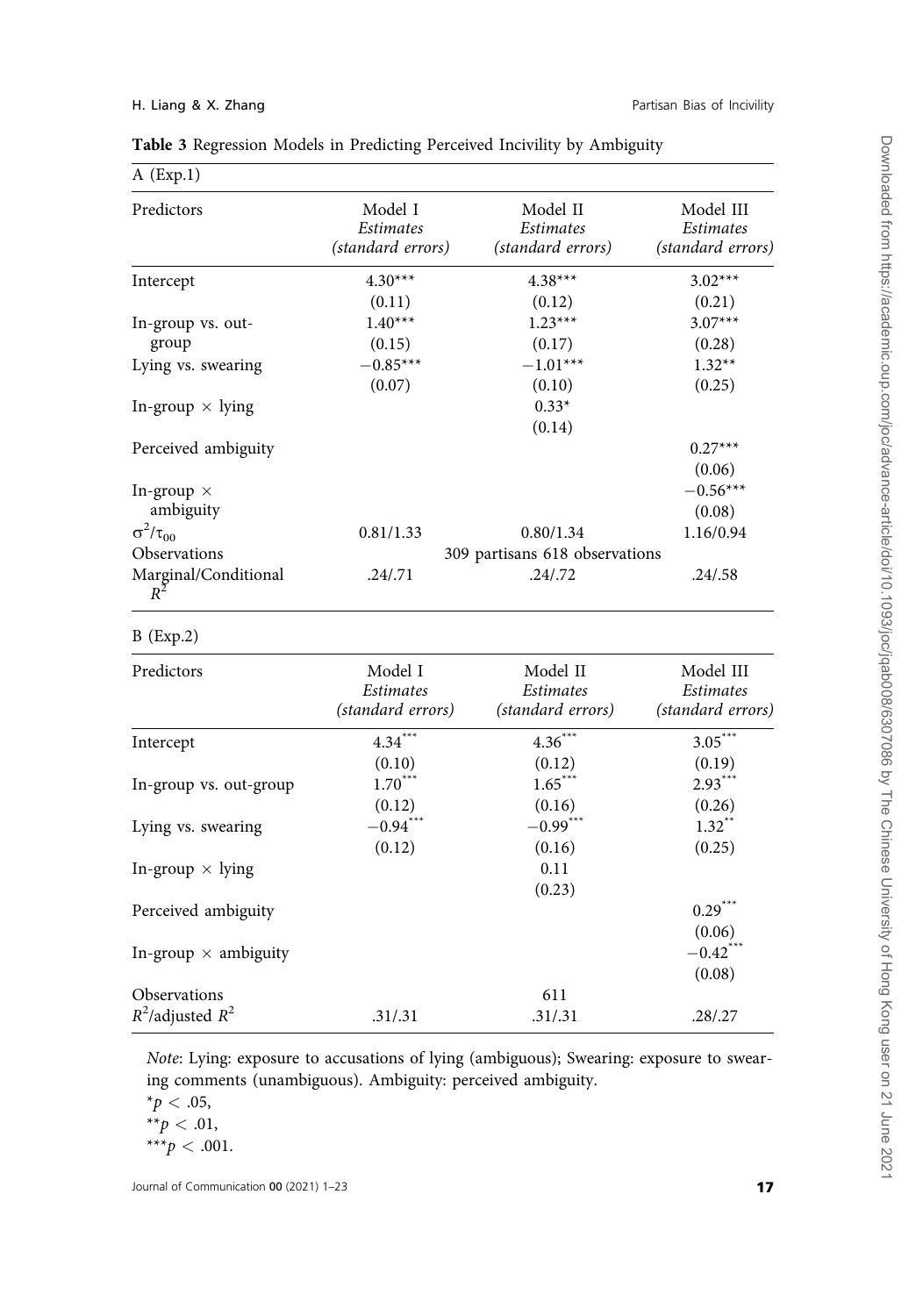**Table 3** Regression Models in Predicting Perceived Incivility by Ambiguity

A (Exp.1)

| Predictors | Model I *Estimates (standard errors)* | Model II *Estimates (standard errors)* | Model III *Estimates (standard errors)* |
|---|---|---|---|
| Intercept | 4.30*** | 4.38*** | 3.02*** |
| | (0.11) | (0.12) | (0.21) |
| In-group vs. out-group | 1.40*** | 1.23*** | 3.07*** |
| | (0.15) | (0.17) | (0.28) |
| Lying vs. swearing | −0.85*** | −1.01*** | 1.32** |
| | (0.07) | (0.10) | (0.25) |
| In-group × lying | | 0.33* | |
| | | (0.14) | |
| Perceived ambiguity | | | 0.27*** |
| | | | (0.06) |
| In-group × ambiguity | | | −0.56*** |
| | | | (0.08) |
| $\sigma^2/\tau_{00}$ | 0.81/1.33 | 0.80/1.34 | 1.16/0.94 |
| Observations | | 309 partisans 618 observations | |
| Marginal/Conditional $R^2$ | .24/.71 | .24/.72 | .24/.58 |

B (Exp.2)

| Predictors | Model I *Estimates (standard errors)* | Model II *Estimates (standard errors)* | Model III *Estimates (standard errors)* |
|---|---|---|---|
| Intercept | 4.34*** | 4.36*** | 3.05*** |
| | (0.10) | (0.12) | (0.19) |
| In-group vs. out-group | 1.70*** | 1.65*** | 2.93*** |
| | (0.12) | (0.16) | (0.26) |
| Lying vs. swearing | −0.94*** | −0.99*** | 1.32** |
| | (0.12) | (0.16) | (0.25) |
| In-group × lying | | 0.11 | |
| | | (0.23) | |
| Perceived ambiguity | | | 0.29*** |
| | | | (0.06) |
| In-group × ambiguity | | | −0.42*** |
| | | | (0.08) |
| Observations | | 611 | |
| $R^2$/adjusted $R^2$ | .31/.31 | .31/.31 | .28/.27 |

*Note*: Lying: exposure to accusations of lying (ambiguous); Swearing: exposure to swearing comments (unambiguous). Ambiguity: perceived ambiguity.

*$p < .05$,
**$p < .01$,
***$p < .001$.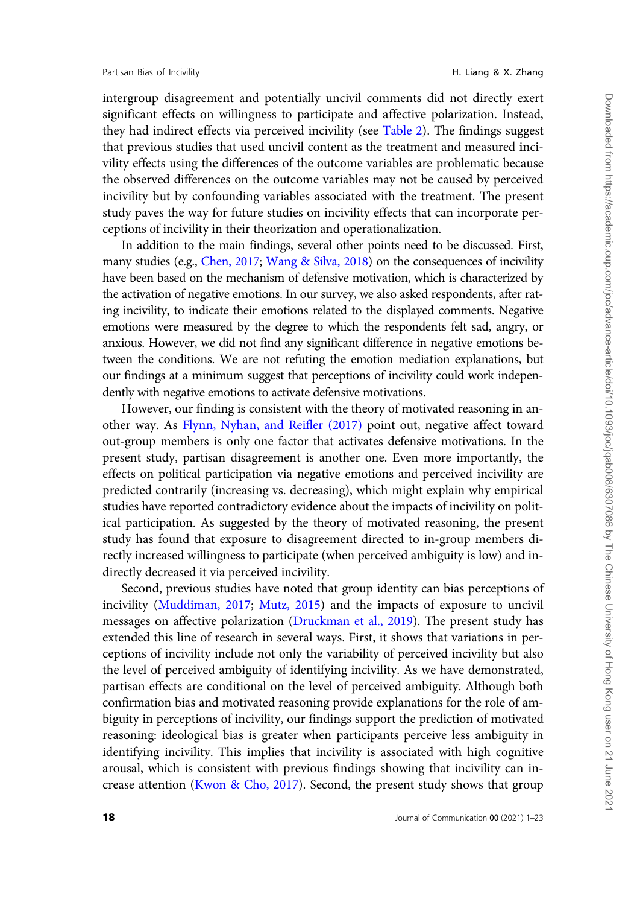intergroup disagreement and potentially uncivil comments did not directly exert significant effects on willingness to participate and affective polarization. Instead, they had indirect effects via perceived incivility (see Table 2). The findings suggest that previous studies that used uncivil content as the treatment and measured incivility effects using the differences of the outcome variables are problematic because the observed differences on the outcome variables may not be caused by perceived incivility but by confounding variables associated with the treatment. The present study paves the way for future studies on incivility effects that can incorporate perceptions of incivility in their theorization and operationalization.

In addition to the main findings, several other points need to be discussed. First, many studies (e.g., Chen, 2017; Wang & Silva, 2018) on the consequences of incivility have been based on the mechanism of defensive motivation, which is characterized by the activation of negative emotions. In our survey, we also asked respondents, after rating incivility, to indicate their emotions related to the displayed comments. Negative emotions were measured by the degree to which the respondents felt sad, angry, or anxious. However, we did not find any significant difference in negative emotions between the conditions. We are not refuting the emotion mediation explanations, but our findings at a minimum suggest that perceptions of incivility could work independently with negative emotions to activate defensive motivations.

However, our finding is consistent with the theory of motivated reasoning in another way. As Flynn, Nyhan, and Reifler (2017) point out, negative affect toward out-group members is only one factor that activates defensive motivations. In the present study, partisan disagreement is another one. Even more importantly, the effects on political participation via negative emotions and perceived incivility are predicted contrarily (increasing vs. decreasing), which might explain why empirical studies have reported contradictory evidence about the impacts of incivility on political participation. As suggested by the theory of motivated reasoning, the present study has found that exposure to disagreement directed to in-group members directly increased willingness to participate (when perceived ambiguity is low) and indirectly decreased it via perceived incivility.

Second, previous studies have noted that group identity can bias perceptions of incivility (Muddiman, 2017; Mutz, 2015) and the impacts of exposure to uncivil messages on affective polarization (Druckman et al., 2019). The present study has extended this line of research in several ways. First, it shows that variations in perceptions of incivility include not only the variability of perceived incivility but also the level of perceived ambiguity of identifying incivility. As we have demonstrated, partisan effects are conditional on the level of perceived ambiguity. Although both confirmation bias and motivated reasoning provide explanations for the role of ambiguity in perceptions of incivility, our findings support the prediction of motivated reasoning: ideological bias is greater when participants perceive less ambiguity in identifying incivility. This implies that incivility is associated with high cognitive arousal, which is consistent with previous findings showing that incivility can increase attention (Kwon & Cho, 2017). Second, the present study shows that group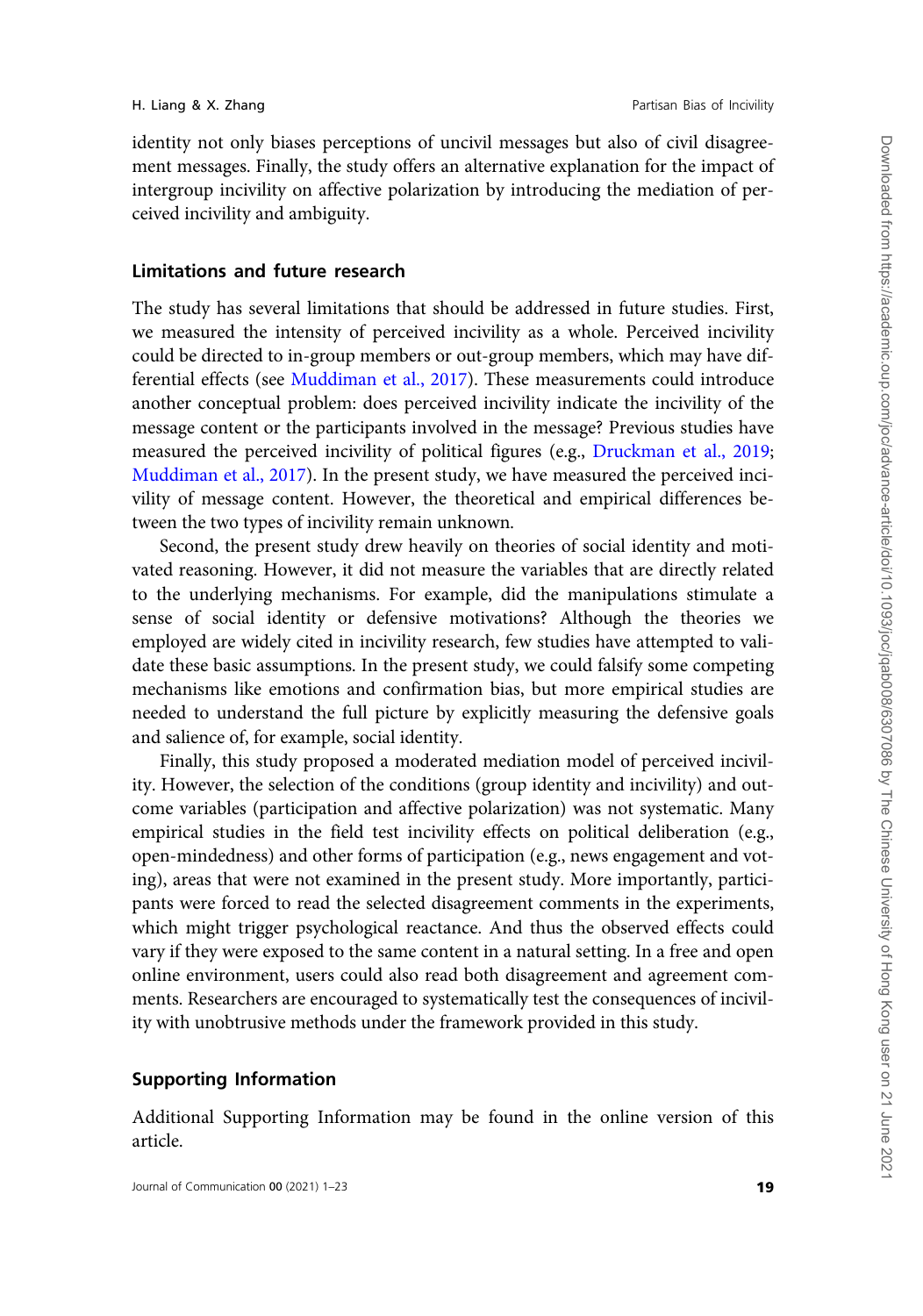identity not only biases perceptions of uncivil messages but also of civil disagreement messages. Finally, the study offers an alternative explanation for the impact of intergroup incivility on affective polarization by introducing the mediation of perceived incivility and ambiguity.

### Limitations and future research

The study has several limitations that should be addressed in future studies. First, we measured the intensity of perceived incivility as a whole. Perceived incivility could be directed to in-group members or out-group members, which may have differential effects (see Muddiman et al., 2017). These measurements could introduce another conceptual problem: does perceived incivility indicate the incivility of the message content or the participants involved in the message? Previous studies have measured the perceived incivility of political figures (e.g., Druckman et al., 2019; Muddiman et al., 2017). In the present study, we have measured the perceived incivility of message content. However, the theoretical and empirical differences between the two types of incivility remain unknown.

Second, the present study drew heavily on theories of social identity and motivated reasoning. However, it did not measure the variables that are directly related to the underlying mechanisms. For example, did the manipulations stimulate a sense of social identity or defensive motivations? Although the theories we employed are widely cited in incivility research, few studies have attempted to validate these basic assumptions. In the present study, we could falsify some competing mechanisms like emotions and confirmation bias, but more empirical studies are needed to understand the full picture by explicitly measuring the defensive goals and salience of, for example, social identity.

Finally, this study proposed a moderated mediation model of perceived incivility. However, the selection of the conditions (group identity and incivility) and outcome variables (participation and affective polarization) was not systematic. Many empirical studies in the field test incivility effects on political deliberation (e.g., open-mindedness) and other forms of participation (e.g., news engagement and voting), areas that were not examined in the present study. More importantly, participants were forced to read the selected disagreement comments in the experiments, which might trigger psychological reactance. And thus the observed effects could vary if they were exposed to the same content in a natural setting. In a free and open online environment, users could also read both disagreement and agreement comments. Researchers are encouraged to systematically test the consequences of incivility with unobtrusive methods under the framework provided in this study.

### Supporting Information

Additional Supporting Information may be found in the online version of this article.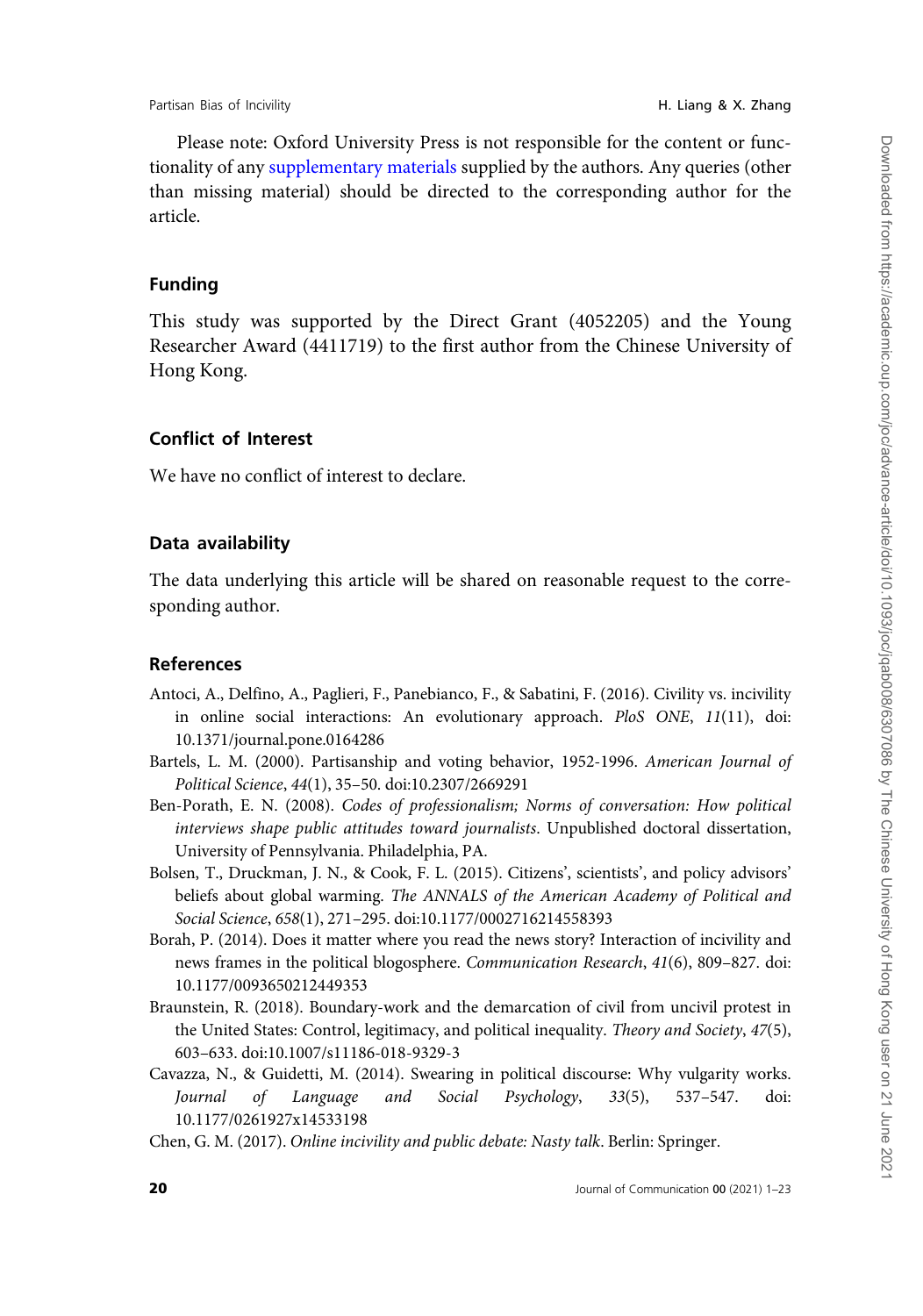Please note: Oxford University Press is not responsible for the content or functionality of any supplementary materials supplied by the authors. Any queries (other than missing material) should be directed to the corresponding author for the article.

## Funding

This study was supported by the Direct Grant (4052205) and the Young Researcher Award (4411719) to the first author from the Chinese University of Hong Kong.

## Conflict of Interest

We have no conflict of interest to declare.

## Data availability

The data underlying this article will be shared on reasonable request to the corresponding author.

## References

Antoci, A., Delfino, A., Paglieri, F., Panebianco, F., & Sabatini, F. (2016). Civility vs. incivility in online social interactions: An evolutionary approach. *PloS ONE*, *11*(11), doi: 10.1371/journal.pone.0164286

Bartels, L. M. (2000). Partisanship and voting behavior, 1952-1996. *American Journal of Political Science*, *44*(1), 35–50. doi:10.2307/2669291

Ben-Porath, E. N. (2008). *Codes of professionalism; Norms of conversation: How political interviews shape public attitudes toward journalists*. Unpublished doctoral dissertation, University of Pennsylvania. Philadelphia, PA.

Bolsen, T., Druckman, J. N., & Cook, F. L. (2015). Citizens', scientists', and policy advisors' beliefs about global warming. *The ANNALS of the American Academy of Political and Social Science*, *658*(1), 271–295. doi:10.1177/0002716214558393

Borah, P. (2014). Does it matter where you read the news story? Interaction of incivility and news frames in the political blogosphere. *Communication Research*, *41*(6), 809–827. doi: 10.1177/0093650212449353

Braunstein, R. (2018). Boundary-work and the demarcation of civil from uncivil protest in the United States: Control, legitimacy, and political inequality. *Theory and Society*, *47*(5), 603–633. doi:10.1007/s11186-018-9329-3

Cavazza, N., & Guidetti, M. (2014). Swearing in political discourse: Why vulgarity works. *Journal of Language and Social Psychology*, *33*(5), 537–547. doi: 10.1177/0261927x14533198

Chen, G. M. (2017). *Online incivility and public debate: Nasty talk*. Berlin: Springer.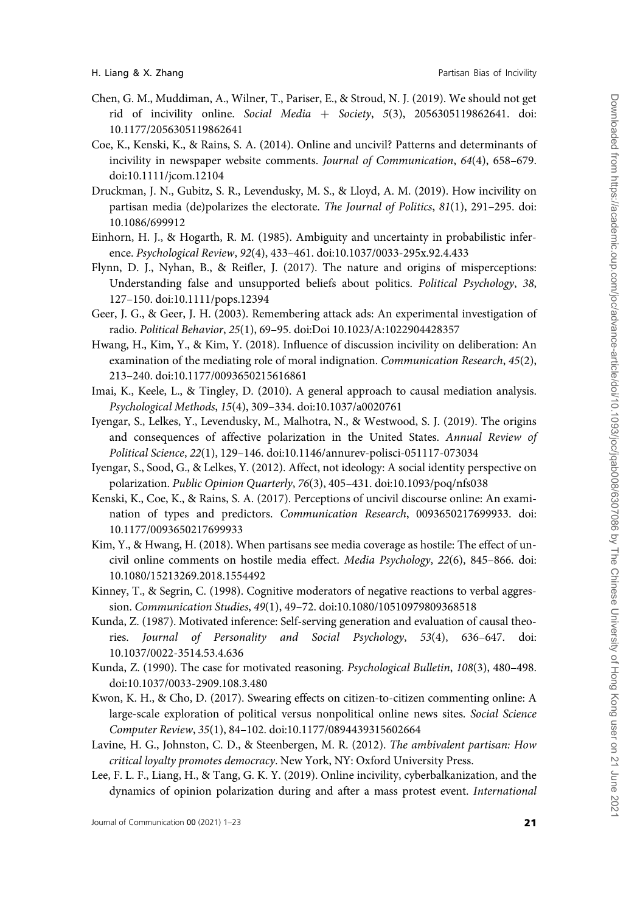Chen, G. M., Muddiman, A., Wilner, T., Pariser, E., & Stroud, N. J. (2019). We should not get rid of incivility online. *Social Media + Society*, *5*(3), 2056305119862641. doi: 10.1177/2056305119862641

Coe, K., Kenski, K., & Rains, S. A. (2014). Online and uncivil? Patterns and determinants of incivility in newspaper website comments. *Journal of Communication*, *64*(4), 658–679. doi:10.1111/jcom.12104

Druckman, J. N., Gubitz, S. R., Levendusky, M. S., & Lloyd, A. M. (2019). How incivility on partisan media (de)polarizes the electorate. *The Journal of Politics*, *81*(1), 291–295. doi: 10.1086/699912

Einhorn, H. J., & Hogarth, R. M. (1985). Ambiguity and uncertainty in probabilistic inference. *Psychological Review*, *92*(4), 433–461. doi:10.1037/0033-295x.92.4.433

Flynn, D. J., Nyhan, B., & Reifler, J. (2017). The nature and origins of misperceptions: Understanding false and unsupported beliefs about politics. *Political Psychology*, *38*, 127–150. doi:10.1111/pops.12394

Geer, J. G., & Geer, J. H. (2003). Remembering attack ads: An experimental investigation of radio. *Political Behavior*, *25*(1), 69–95. doi:Doi 10.1023/A:1022904428357

Hwang, H., Kim, Y., & Kim, Y. (2018). Influence of discussion incivility on deliberation: An examination of the mediating role of moral indignation. *Communication Research*, *45*(2), 213–240. doi:10.1177/0093650215616861

Imai, K., Keele, L., & Tingley, D. (2010). A general approach to causal mediation analysis. *Psychological Methods*, *15*(4), 309–334. doi:10.1037/a0020761

Iyengar, S., Lelkes, Y., Levendusky, M., Malhotra, N., & Westwood, S. J. (2019). The origins and consequences of affective polarization in the United States. *Annual Review of Political Science*, *22*(1), 129–146. doi:10.1146/annurev-polisci-051117-073034

Iyengar, S., Sood, G., & Lelkes, Y. (2012). Affect, not ideology: A social identity perspective on polarization. *Public Opinion Quarterly*, *76*(3), 405–431. doi:10.1093/poq/nfs038

Kenski, K., Coe, K., & Rains, S. A. (2017). Perceptions of uncivil discourse online: An examination of types and predictors. *Communication Research*, 0093650217699933. doi: 10.1177/0093650217699933

Kim, Y., & Hwang, H. (2018). When partisans see media coverage as hostile: The effect of uncivil online comments on hostile media effect. *Media Psychology*, *22*(6), 845–866. doi: 10.1080/15213269.2018.1554492

Kinney, T., & Segrin, C. (1998). Cognitive moderators of negative reactions to verbal aggression. *Communication Studies*, *49*(1), 49–72. doi:10.1080/10510979809368518

Kunda, Z. (1987). Motivated inference: Self-serving generation and evaluation of causal theories. *Journal of Personality and Social Psychology*, *53*(4), 636–647. doi: 10.1037/0022-3514.53.4.636

Kunda, Z. (1990). The case for motivated reasoning. *Psychological Bulletin*, *108*(3), 480–498. doi:10.1037/0033-2909.108.3.480

Kwon, K. H., & Cho, D. (2017). Swearing effects on citizen-to-citizen commenting online: A large-scale exploration of political versus nonpolitical online news sites. *Social Science Computer Review*, *35*(1), 84–102. doi:10.1177/0894439315602664

Lavine, H. G., Johnston, C. D., & Steenbergen, M. R. (2012). *The ambivalent partisan: How critical loyalty promotes democracy*. New York, NY: Oxford University Press.

Lee, F. L. F., Liang, H., & Tang, G. K. Y. (2019). Online incivility, cyberbalkanization, and the dynamics of opinion polarization during and after a mass protest event. *International*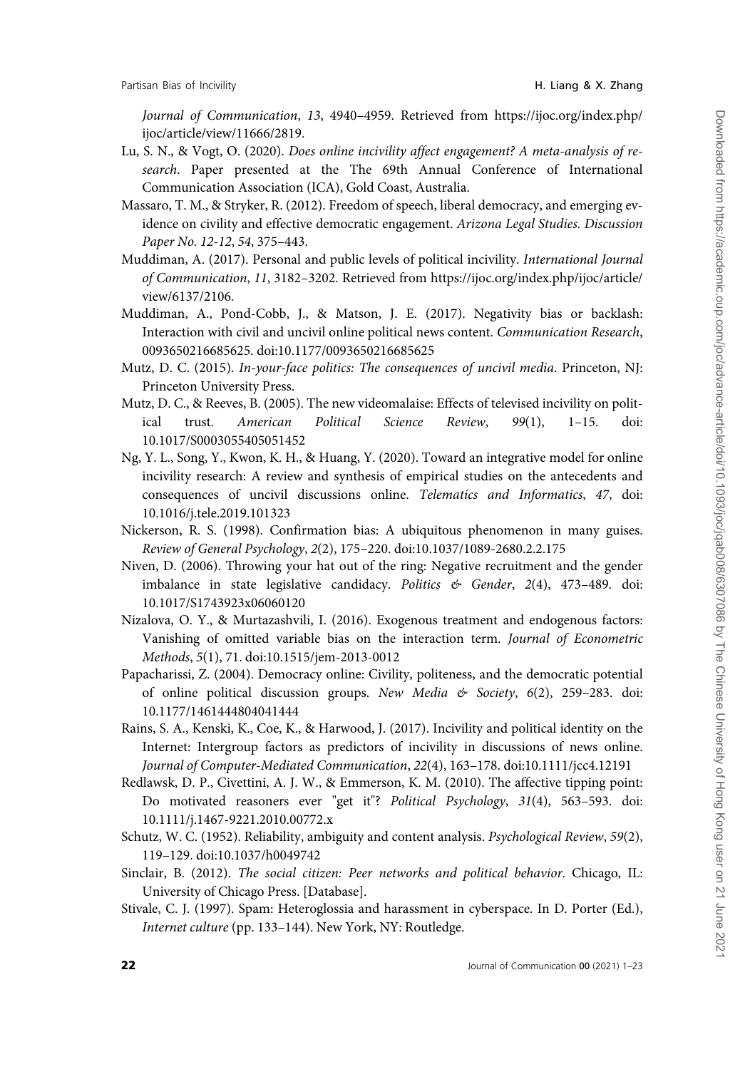*Journal of Communication*, *13*, 4940–4959. Retrieved from https://ijoc.org/index.php/ijoc/article/view/11666/2819.

Lu, S. N., & Vogt, O. (2020). *Does online incivility affect engagement? A meta-analysis of research*. Paper presented at the The 69th Annual Conference of International Communication Association (ICA), Gold Coast, Australia.

Massaro, T. M., & Stryker, R. (2012). Freedom of speech, liberal democracy, and emerging evidence on civility and effective democratic engagement. *Arizona Legal Studies. Discussion Paper No. 12-12*, *54*, 375–443.

Muddiman, A. (2017). Personal and public levels of political incivility. *International Journal of Communication*, *11*, 3182–3202. Retrieved from https://ijoc.org/index.php/ijoc/article/view/6137/2106.

Muddiman, A., Pond-Cobb, J., & Matson, J. E. (2017). Negativity bias or backlash: Interaction with civil and uncivil online political news content. *Communication Research*, 0093650216685625. doi:10.1177/0093650216685625

Mutz, D. C. (2015). *In-your-face politics: The consequences of uncivil media*. Princeton, NJ: Princeton University Press.

Mutz, D. C., & Reeves, B. (2005). The new videomalaise: Effects of televised incivility on political trust. *American Political Science Review*, *99*(1), 1–15. doi:10.1017/S0003055405051452

Ng, Y. L., Song, Y., Kwon, K. H., & Huang, Y. (2020). Toward an integrative model for online incivility research: A review and synthesis of empirical studies on the antecedents and consequences of uncivil discussions online. *Telematics and Informatics*, *47*, doi:10.1016/j.tele.2019.101323

Nickerson, R. S. (1998). Confirmation bias: A ubiquitous phenomenon in many guises. *Review of General Psychology*, *2*(2), 175–220. doi:10.1037/1089-2680.2.2.175

Niven, D. (2006). Throwing your hat out of the ring: Negative recruitment and the gender imbalance in state legislative candidacy. *Politics & Gender*, *2*(4), 473–489. doi:10.1017/S1743923x06060120

Nizalova, O. Y., & Murtazashvili, I. (2016). Exogenous treatment and endogenous factors: Vanishing of omitted variable bias on the interaction term. *Journal of Econometric Methods*, *5*(1), 71. doi:10.1515/jem-2013-0012

Papacharissi, Z. (2004). Democracy online: Civility, politeness, and the democratic potential of online political discussion groups. *New Media & Society*, *6*(2), 259–283. doi:10.1177/1461444804041444

Rains, S. A., Kenski, K., Coe, K., & Harwood, J. (2017). Incivility and political identity on the Internet: Intergroup factors as predictors of incivility in discussions of news online. *Journal of Computer-Mediated Communication*, *22*(4), 163–178. doi:10.1111/jcc4.12191

Redlawsk, D. P., Civettini, A. J. W., & Emmerson, K. M. (2010). The affective tipping point: Do motivated reasoners ever "get it"? *Political Psychology*, *31*(4), 563–593. doi:10.1111/j.1467-9221.2010.00772.x

Schutz, W. C. (1952). Reliability, ambiguity and content analysis. *Psychological Review*, *59*(2), 119–129. doi:10.1037/h0049742

Sinclair, B. (2012). *The social citizen: Peer networks and political behavior*. Chicago, IL: University of Chicago Press. [Database].

Stivale, C. J. (1997). Spam: Heteroglossia and harassment in cyberspace. In D. Porter (Ed.), *Internet culture* (pp. 133–144). New York, NY: Routledge.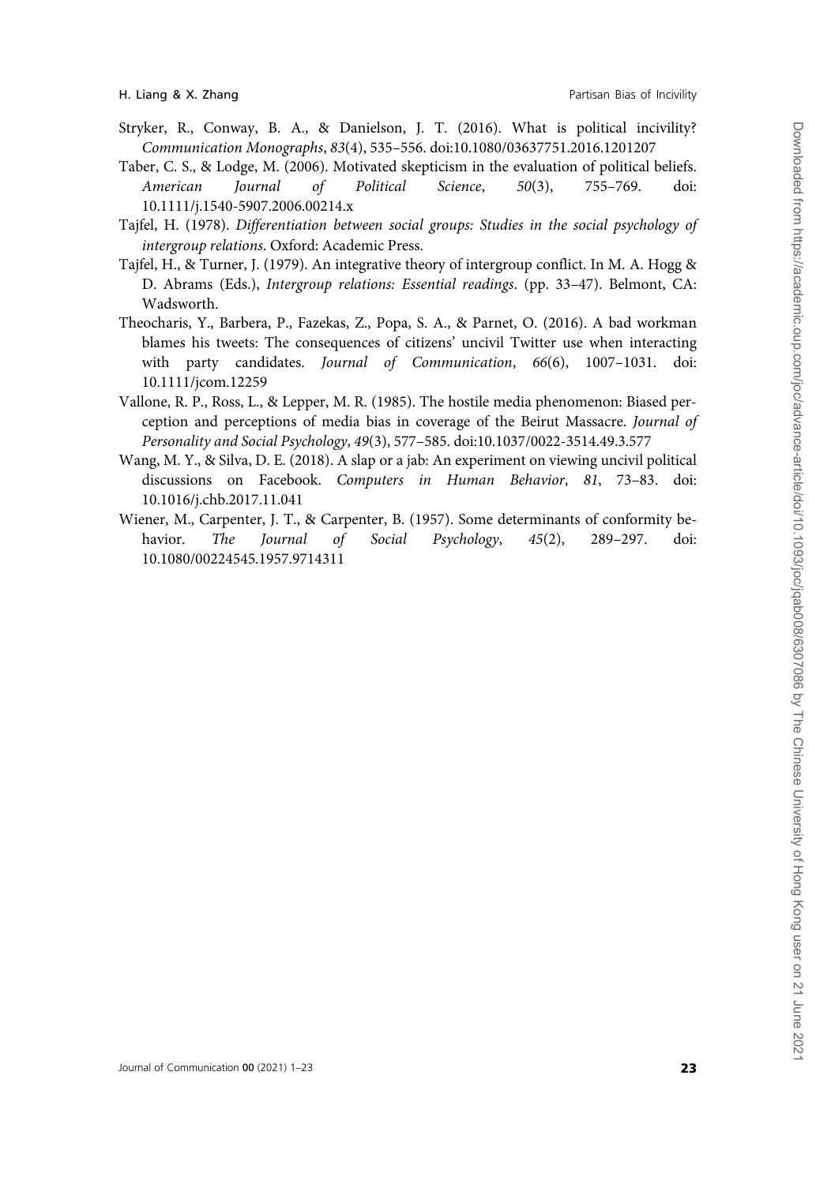Stryker, R., Conway, B. A., & Danielson, J. T. (2016). What is political incivility? *Communication Monographs*, *83*(4), 535–556. doi:10.1080/03637751.2016.1201207

Taber, C. S., & Lodge, M. (2006). Motivated skepticism in the evaluation of political beliefs. *American Journal of Political Science*, *50*(3), 755–769. doi: 10.1111/j.1540-5907.2006.00214.x

Tajfel, H. (1978). *Differentiation between social groups: Studies in the social psychology of intergroup relations*. Oxford: Academic Press.

Tajfel, H., & Turner, J. (1979). An integrative theory of intergroup conflict. In M. A. Hogg & D. Abrams (Eds.), *Intergroup relations: Essential readings*. (pp. 33–47). Belmont, CA: Wadsworth.

Theocharis, Y., Barbera, P., Fazekas, Z., Popa, S. A., & Parnet, O. (2016). A bad workman blames his tweets: The consequences of citizens' uncivil Twitter use when interacting with party candidates. *Journal of Communication*, *66*(6), 1007–1031. doi: 10.1111/jcom.12259

Vallone, R. P., Ross, L., & Lepper, M. R. (1985). The hostile media phenomenon: Biased perception and perceptions of media bias in coverage of the Beirut Massacre. *Journal of Personality and Social Psychology*, *49*(3), 577–585. doi:10.1037/0022-3514.49.3.577

Wang, M. Y., & Silva, D. E. (2018). A slap or a jab: An experiment on viewing uncivil political discussions on Facebook. *Computers in Human Behavior*, *81*, 73–83. doi: 10.1016/j.chb.2017.11.041

Wiener, M., Carpenter, J. T., & Carpenter, B. (1957). Some determinants of conformity behavior. *The Journal of Social Psychology*, *45*(2), 289–297. doi: 10.1080/00224545.1957.9714311